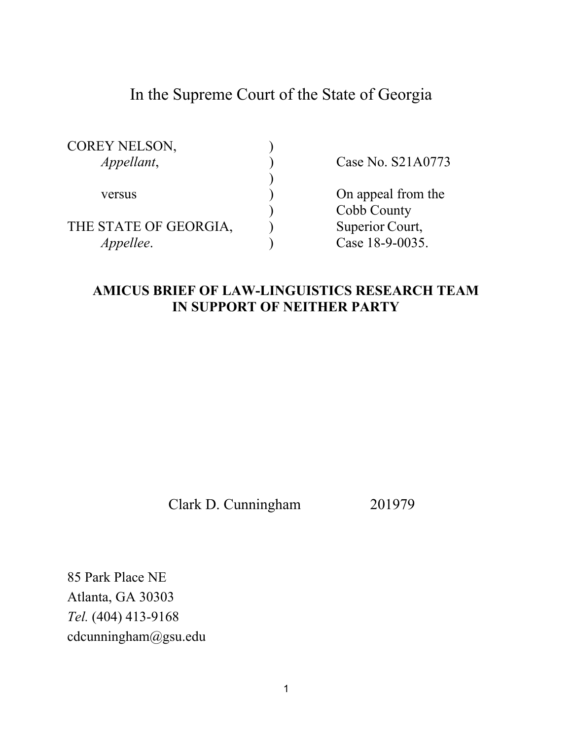# In the Supreme Court of the State of Georgia

| | | |
|---|---|---|
| COREY NELSON, | ) | |
| *Appellant*, | ) | Case No. S21A0773 |
| | ) | |
| versus | ) | On appeal from the |
| | ) | Cobb County |
| THE STATE OF GEORGIA, | ) | Superior Court, |
| *Appellee*. | ) | Case 18-9-0035. |

**AMICUS BRIEF OF LAW-LINGUISTICS RESEARCH TEAM IN SUPPORT OF NEITHER PARTY**

Clark D. Cunningham 201979

85 Park Place NE
Atlanta, GA 30303
*Tel.* (404) 413-9168
cdcunningham@gsu.edu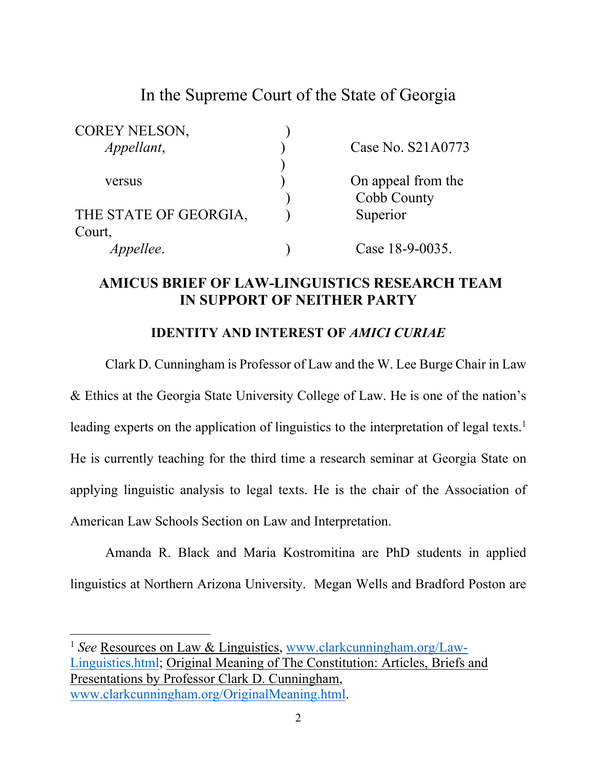# In the Supreme Court of the State of Georgia

| | | |
|---|---|---|
| COREY NELSON, | ) | |
| *Appellant*, | ) | Case No. S21A0773 |
| | ) | |
| versus | ) | On appeal from the |
| | ) | Cobb County |
| THE STATE OF GEORGIA, | ) | Superior Court, |
| *Appellee*. | ) | Case 18-9-0035. |

**AMICUS BRIEF OF LAW-LINGUISTICS RESEARCH TEAM IN SUPPORT OF NEITHER PARTY**

**IDENTITY AND INTEREST OF *AMICI CURIAE***

Clark D. Cunningham is Professor of Law and the W. Lee Burge Chair in Law & Ethics at the Georgia State University College of Law. He is one of the nation's leading experts on the application of linguistics to the interpretation of legal texts.[1] He is currently teaching for the third time a research seminar at Georgia State on applying linguistic analysis to legal texts. He is the chair of the Association of American Law Schools Section on Law and Interpretation.

Amanda R. Black and Maria Kostromitina are PhD students in applied linguistics at Northern Arizona University. Megan Wells and Bradford Poston are

[1] *See* Resources on Law & Linguistics, www.clarkcunningham.org/Law-Linguistics.html; Original Meaning of The Constitution: Articles, Briefs and Presentations by Professor Clark D. Cunningham, www.clarkcunningham.org/OriginalMeaning.html.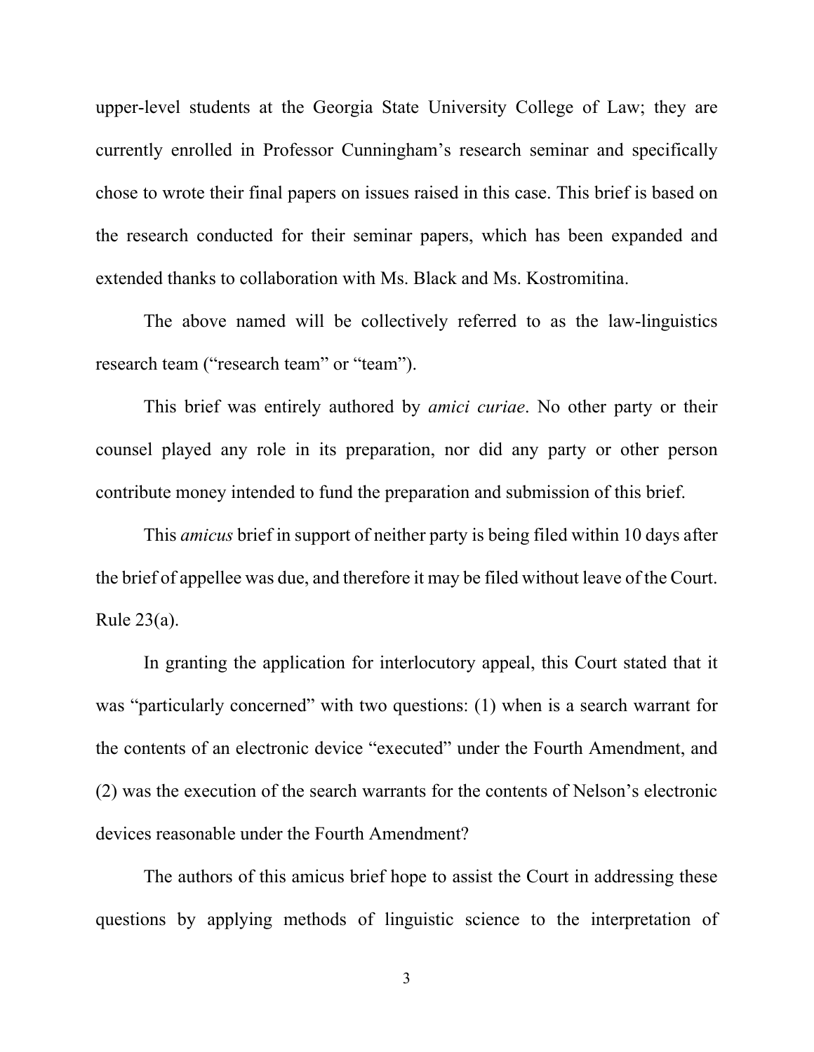upper-level students at the Georgia State University College of Law; they are currently enrolled in Professor Cunningham's research seminar and specifically chose to wrote their final papers on issues raised in this case. This brief is based on the research conducted for their seminar papers, which has been expanded and extended thanks to collaboration with Ms. Black and Ms. Kostromitina.

The above named will be collectively referred to as the law-linguistics research team ("research team" or "team").

This brief was entirely authored by *amici curiae*. No other party or their counsel played any role in its preparation, nor did any party or other person contribute money intended to fund the preparation and submission of this brief.

This *amicus* brief in support of neither party is being filed within 10 days after the brief of appellee was due, and therefore it may be filed without leave of the Court. Rule 23(a).

In granting the application for interlocutory appeal, this Court stated that it was "particularly concerned" with two questions: (1) when is a search warrant for the contents of an electronic device "executed" under the Fourth Amendment, and (2) was the execution of the search warrants for the contents of Nelson's electronic devices reasonable under the Fourth Amendment?

The authors of this amicus brief hope to assist the Court in addressing these questions by applying methods of linguistic science to the interpretation of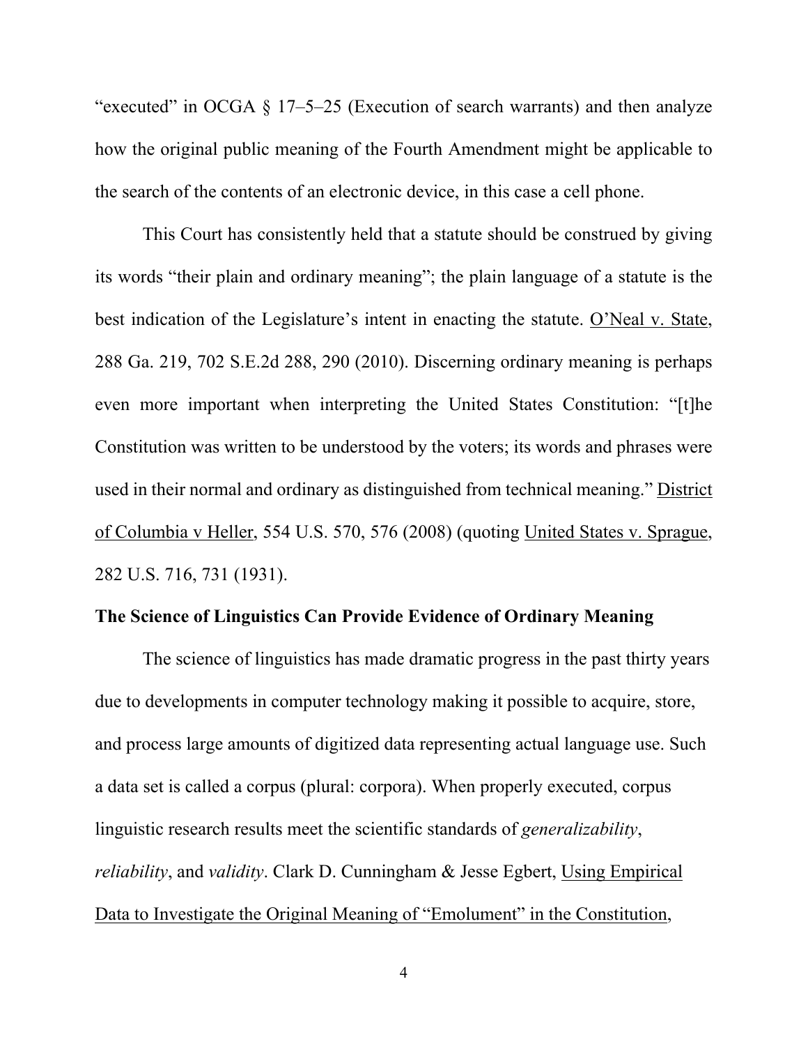"executed" in OCGA § 17–5–25 (Execution of search warrants) and then analyze how the original public meaning of the Fourth Amendment might be applicable to the search of the contents of an electronic device, in this case a cell phone.

This Court has consistently held that a statute should be construed by giving its words "their plain and ordinary meaning"; the plain language of a statute is the best indication of the Legislature's intent in enacting the statute. O'Neal v. State, 288 Ga. 219, 702 S.E.2d 288, 290 (2010). Discerning ordinary meaning is perhaps even more important when interpreting the United States Constitution: "[t]he Constitution was written to be understood by the voters; its words and phrases were used in their normal and ordinary as distinguished from technical meaning." District of Columbia v Heller, 554 U.S. 570, 576 (2008) (quoting United States v. Sprague, 282 U.S. 716, 731 (1931).

**The Science of Linguistics Can Provide Evidence of Ordinary Meaning**

The science of linguistics has made dramatic progress in the past thirty years due to developments in computer technology making it possible to acquire, store, and process large amounts of digitized data representing actual language use. Such a data set is called a corpus (plural: corpora). When properly executed, corpus linguistic research results meet the scientific standards of *generalizability*, *reliability*, and *validity*. Clark D. Cunningham & Jesse Egbert, Using Empirical Data to Investigate the Original Meaning of "Emolument" in the Constitution,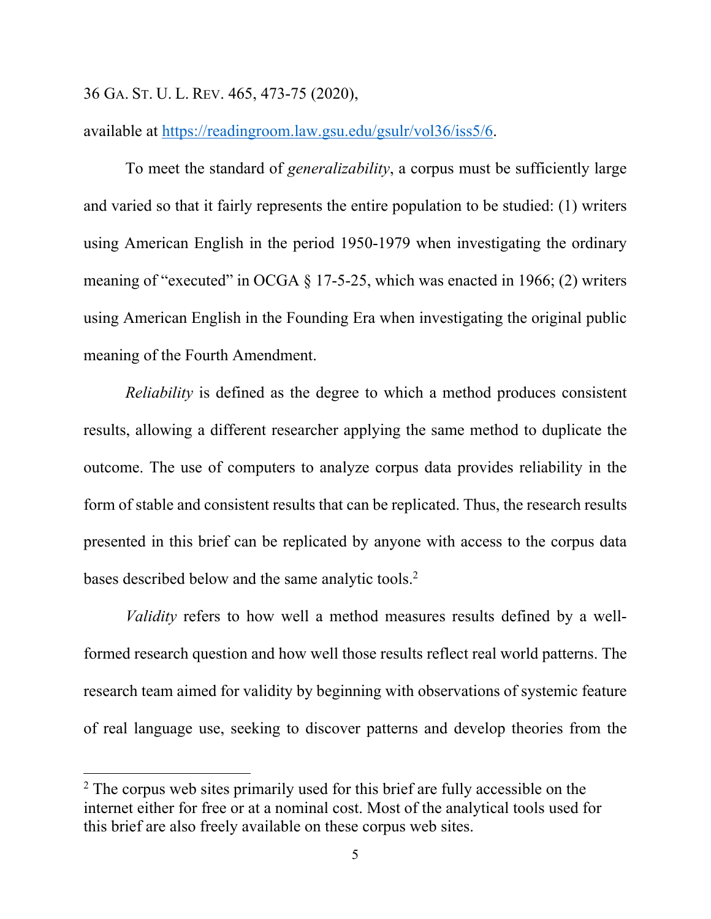36 GA. ST. U. L. REV. 465, 473-75 (2020),

available at https://readingroom.law.gsu.edu/gsulr/vol36/iss5/6.

To meet the standard of *generalizability*, a corpus must be sufficiently large and varied so that it fairly represents the entire population to be studied: (1) writers using American English in the period 1950-1979 when investigating the ordinary meaning of "executed" in OCGA § 17-5-25, which was enacted in 1966; (2) writers using American English in the Founding Era when investigating the original public meaning of the Fourth Amendment.

*Reliability* is defined as the degree to which a method produces consistent results, allowing a different researcher applying the same method to duplicate the outcome. The use of computers to analyze corpus data provides reliability in the form of stable and consistent results that can be replicated. Thus, the research results presented in this brief can be replicated by anyone with access to the corpus data bases described below and the same analytic tools.[2]

*Validity* refers to how well a method measures results defined by a well-formed research question and how well those results reflect real world patterns. The research team aimed for validity by beginning with observations of systemic feature of real language use, seeking to discover patterns and develop theories from the

---

[2] The corpus web sites primarily used for this brief are fully accessible on the internet either for free or at a nominal cost. Most of the analytical tools used for this brief are also freely available on these corpus web sites.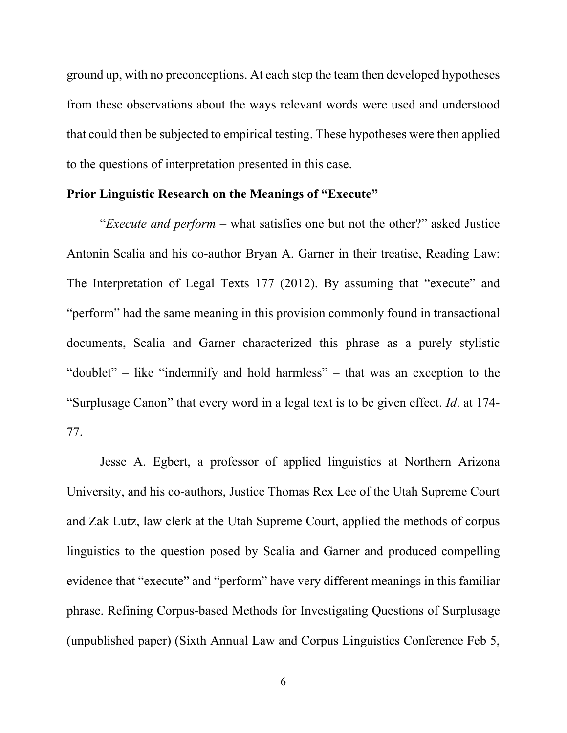ground up, with no preconceptions. At each step the team then developed hypotheses from these observations about the ways relevant words were used and understood that could then be subjected to empirical testing. These hypotheses were then applied to the questions of interpretation presented in this case.

**Prior Linguistic Research on the Meanings of "Execute"**

"*Execute and perform* – what satisfies one but not the other?" asked Justice Antonin Scalia and his co-author Bryan A. Garner in their treatise, Reading Law: The Interpretation of Legal Texts 177 (2012). By assuming that "execute" and "perform" had the same meaning in this provision commonly found in transactional documents, Scalia and Garner characterized this phrase as a purely stylistic "doublet" – like "indemnify and hold harmless" – that was an exception to the "Surplusage Canon" that every word in a legal text is to be given effect. *Id*. at 174-77.

Jesse A. Egbert, a professor of applied linguistics at Northern Arizona University, and his co-authors, Justice Thomas Rex Lee of the Utah Supreme Court and Zak Lutz, law clerk at the Utah Supreme Court, applied the methods of corpus linguistics to the question posed by Scalia and Garner and produced compelling evidence that "execute" and "perform" have very different meanings in this familiar phrase. Refining Corpus-based Methods for Investigating Questions of Surplusage (unpublished paper) (Sixth Annual Law and Corpus Linguistics Conference Feb 5,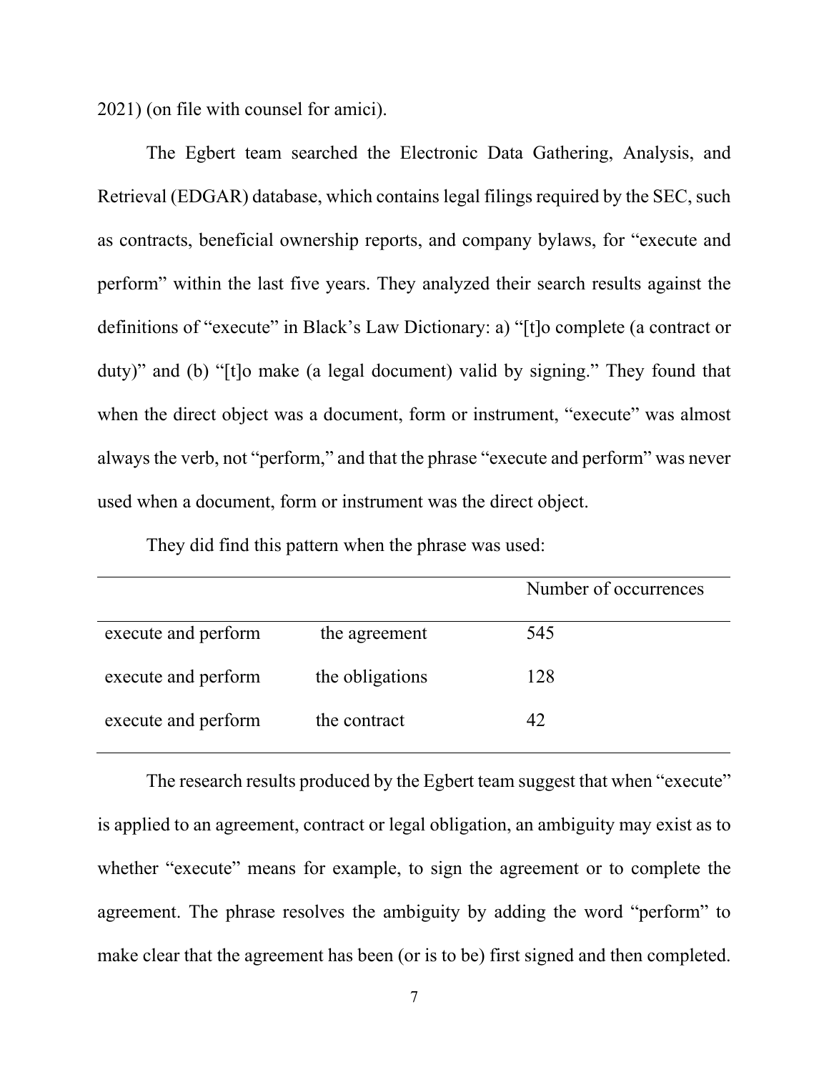2021) (on file with counsel for amici).

The Egbert team searched the Electronic Data Gathering, Analysis, and Retrieval (EDGAR) database, which contains legal filings required by the SEC, such as contracts, beneficial ownership reports, and company bylaws, for "execute and perform" within the last five years. They analyzed their search results against the definitions of "execute" in Black's Law Dictionary: a) "[t]o complete (a contract or duty)" and (b) "[t]o make (a legal document) valid by signing." They found that when the direct object was a document, form or instrument, "execute" was almost always the verb, not "perform," and that the phrase "execute and perform" was never used when a document, form or instrument was the direct object.

They did find this pattern when the phrase was used:

| | | Number of occurrences |
|---|---|---|
| execute and perform | the agreement | 545 |
| execute and perform | the obligations | 128 |
| execute and perform | the contract | 42 |

The research results produced by the Egbert team suggest that when "execute" is applied to an agreement, contract or legal obligation, an ambiguity may exist as to whether "execute" means for example, to sign the agreement or to complete the agreement. The phrase resolves the ambiguity by adding the word "perform" to make clear that the agreement has been (or is to be) first signed and then completed.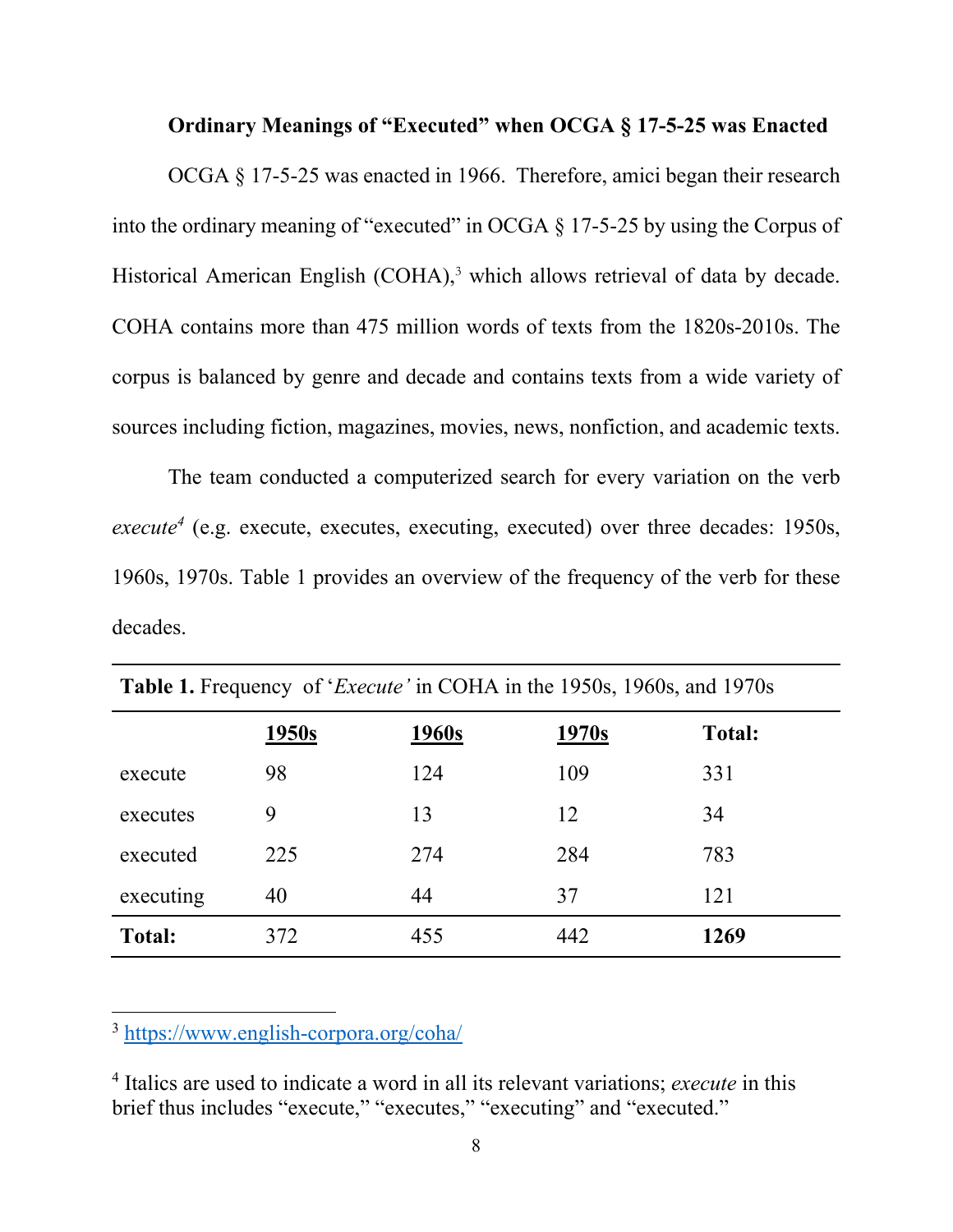**Ordinary Meanings of "Executed" when OCGA § 17-5-25 was Enacted**

OCGA § 17-5-25 was enacted in 1966. Therefore, amici began their research into the ordinary meaning of "executed" in OCGA § 17-5-25 by using the Corpus of Historical American English (COHA),[3] which allows retrieval of data by decade. COHA contains more than 475 million words of texts from the 1820s-2010s. The corpus is balanced by genre and decade and contains texts from a wide variety of sources including fiction, magazines, movies, news, nonfiction, and academic texts.

The team conducted a computerized search for every variation on the verb *execute*[4] (e.g. execute, executes, executing, executed) over three decades: 1950s, 1960s, 1970s. Table 1 provides an overview of the frequency of the verb for these decades.

**Table 1.** Frequency of '*Execute'* in COHA in the 1950s, 1960s, and 1970s

| | 1950s | 1960s | 1970s | Total: |
|---|---|---|---|---|
| execute | 98 | 124 | 109 | 331 |
| executes | 9 | 13 | 12 | 34 |
| executed | 225 | 274 | 284 | 783 |
| executing | 40 | 44 | 37 | 121 |
| **Total:** | 372 | 455 | 442 | **1269** |

[3] https://www.english-corpora.org/coha/

[4] Italics are used to indicate a word in all its relevant variations; *execute* in this brief thus includes "execute," "executes," "executing" and "executed."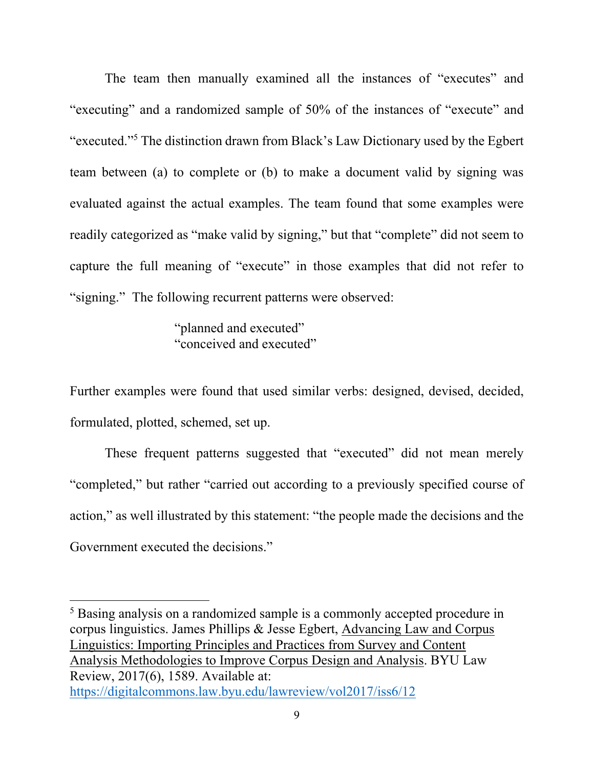The team then manually examined all the instances of "executes" and "executing" and a randomized sample of 50% of the instances of "execute" and "executed."[5] The distinction drawn from Black's Law Dictionary used by the Egbert team between (a) to complete or (b) to make a document valid by signing was evaluated against the actual examples. The team found that some examples were readily categorized as "make valid by signing," but that "complete" did not seem to capture the full meaning of "execute" in those examples that did not refer to "signing." The following recurrent patterns were observed:

> "planned and executed"
> "conceived and executed"

Further examples were found that used similar verbs: designed, devised, decided, formulated, plotted, schemed, set up.

These frequent patterns suggested that "executed" did not mean merely "completed," but rather "carried out according to a previously specified course of action," as well illustrated by this statement: "the people made the decisions and the Government executed the decisions."

---

[5] Basing analysis on a randomized sample is a commonly accepted procedure in corpus linguistics. James Phillips & Jesse Egbert, Advancing Law and Corpus Linguistics: Importing Principles and Practices from Survey and Content Analysis Methodologies to Improve Corpus Design and Analysis. BYU Law Review, 2017(6), 1589. Available at: https://digitalcommons.law.byu.edu/lawreview/vol2017/iss6/12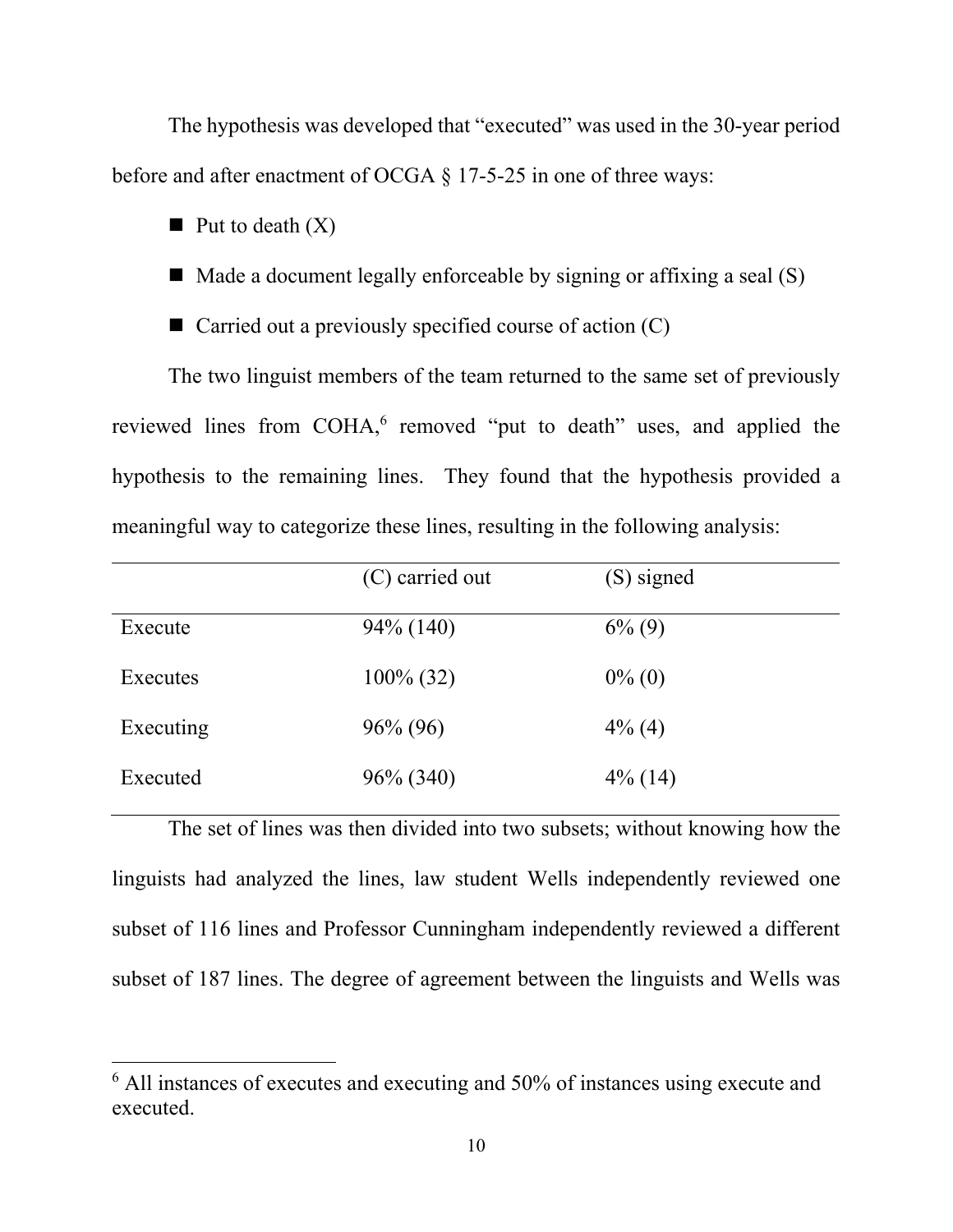The hypothesis was developed that "executed" was used in the 30-year period before and after enactment of OCGA § 17-5-25 in one of three ways:

- Put to death (X)
- Made a document legally enforceable by signing or affixing a seal (S)
- Carried out a previously specified course of action (C)

The two linguist members of the team returned to the same set of previously reviewed lines from COHA,[6] removed "put to death" uses, and applied the hypothesis to the remaining lines. They found that the hypothesis provided a meaningful way to categorize these lines, resulting in the following analysis:

| | (C) carried out | (S) signed |
|---|---|---|
| Execute | 94% (140) | 6% (9) |
| Executes | 100% (32) | 0% (0) |
| Executing | 96% (96) | 4% (4) |
| Executed | 96% (340) | 4% (14) |

The set of lines was then divided into two subsets; without knowing how the linguists had analyzed the lines, law student Wells independently reviewed one subset of 116 lines and Professor Cunningham independently reviewed a different subset of 187 lines. The degree of agreement between the linguists and Wells was

[6] All instances of executes and executing and 50% of instances using execute and executed.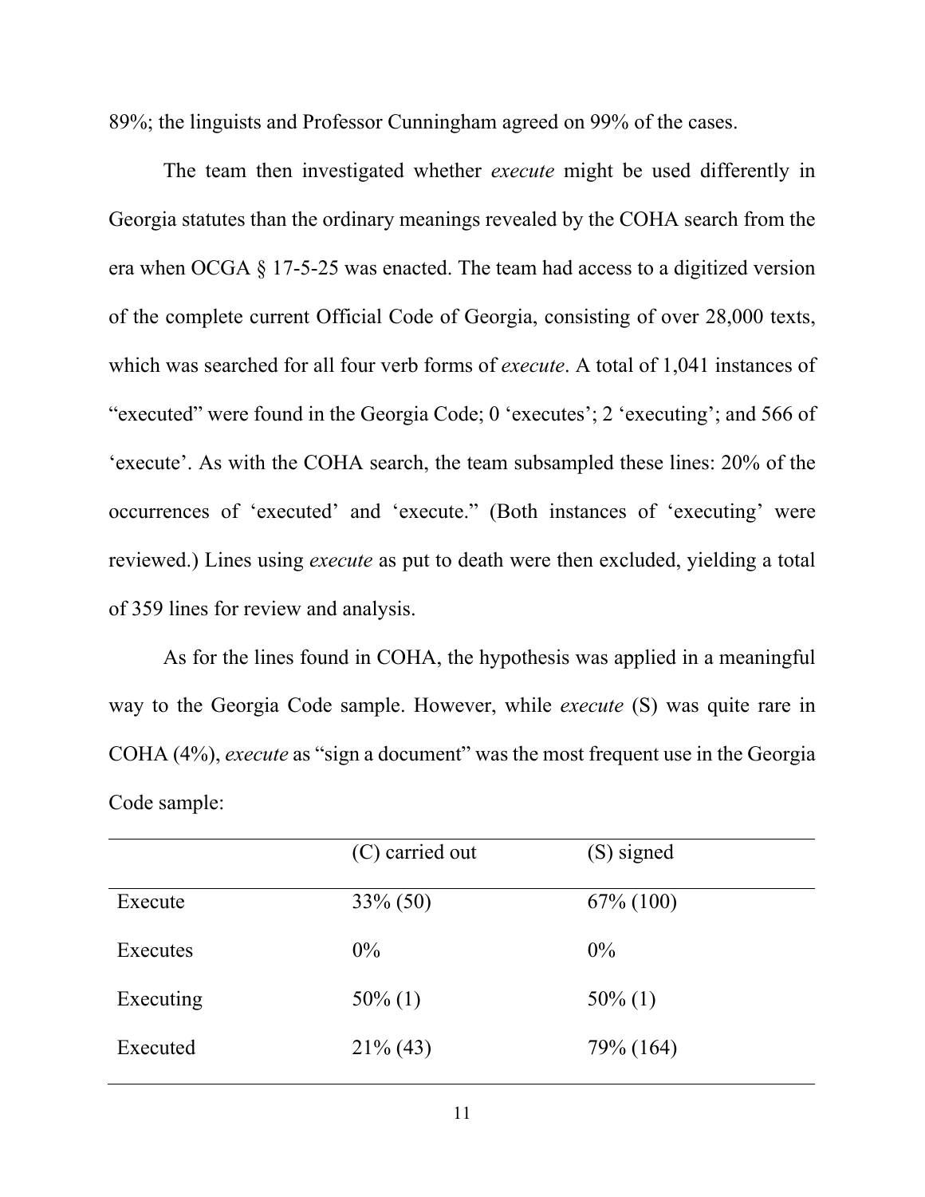89%; the linguists and Professor Cunningham agreed on 99% of the cases.

The team then investigated whether *execute* might be used differently in Georgia statutes than the ordinary meanings revealed by the COHA search from the era when OCGA § 17-5-25 was enacted. The team had access to a digitized version of the complete current Official Code of Georgia, consisting of over 28,000 texts, which was searched for all four verb forms of *execute*. A total of 1,041 instances of "executed" were found in the Georgia Code; 0 'executes'; 2 'executing'; and 566 of 'execute'. As with the COHA search, the team subsampled these lines: 20% of the occurrences of 'executed' and 'execute." (Both instances of 'executing' were reviewed.) Lines using *execute* as put to death were then excluded, yielding a total of 359 lines for review and analysis.

As for the lines found in COHA, the hypothesis was applied in a meaningful way to the Georgia Code sample. However, while *execute* (S) was quite rare in COHA (4%), *execute* as "sign a document" was the most frequent use in the Georgia Code sample:

| | (C) carried out | (S) signed |
|---|---|---|
| Execute | 33% (50) | 67% (100) |
| Executes | 0% | 0% |
| Executing | 50% (1) | 50% (1) |
| Executed | 21% (43) | 79% (164) |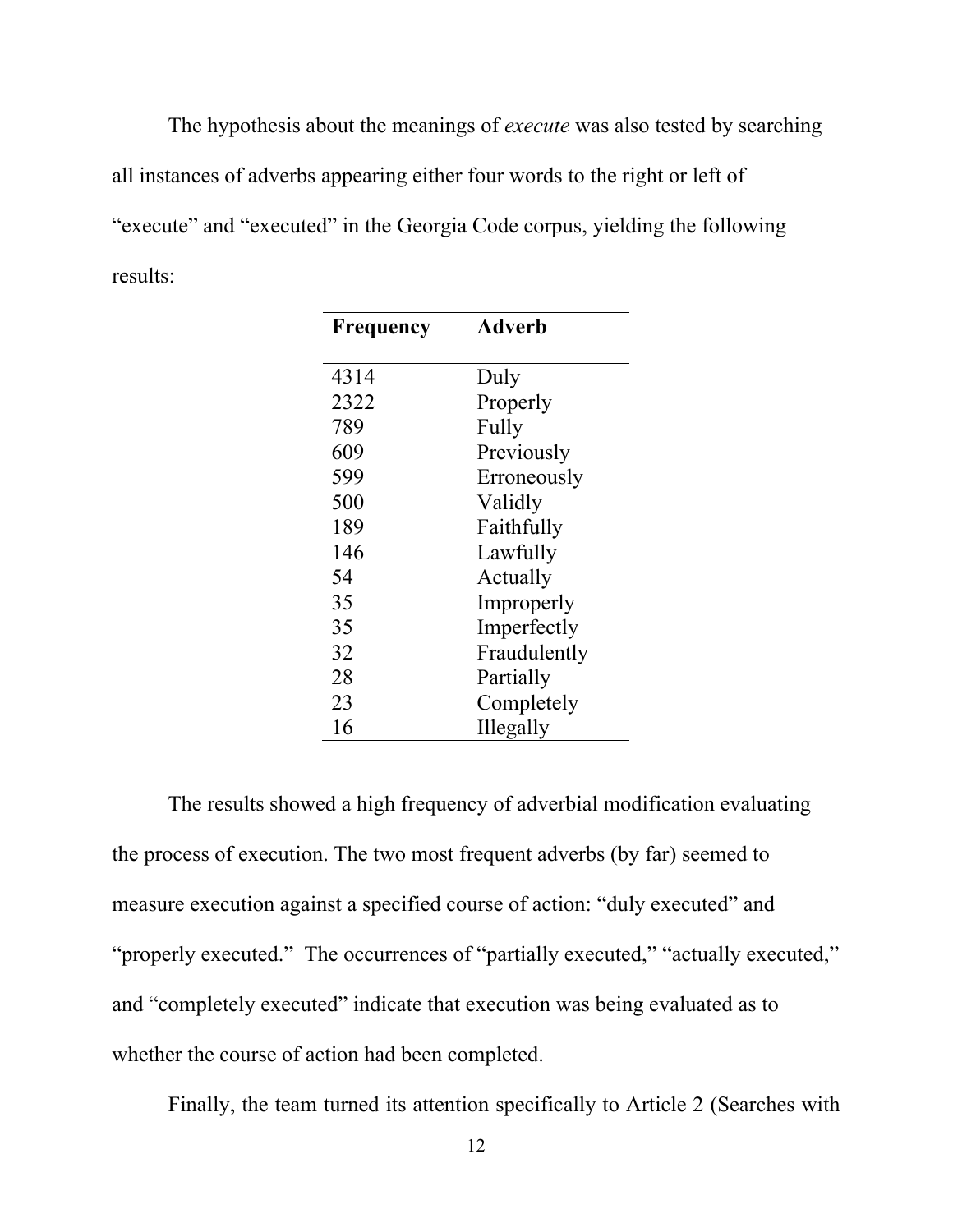The hypothesis about the meanings of *execute* was also tested by searching all instances of adverbs appearing either four words to the right or left of "execute" and "executed" in the Georgia Code corpus, yielding the following results:

| **Frequency** | **Adverb** |
|---|---|
| 4314 | Duly |
| 2322 | Properly |
| 789 | Fully |
| 609 | Previously |
| 599 | Erroneously |
| 500 | Validly |
| 189 | Faithfully |
| 146 | Lawfully |
| 54 | Actually |
| 35 | Improperly |
| 35 | Imperfectly |
| 32 | Fraudulently |
| 28 | Partially |
| 23 | Completely |
| 16 | Illegally |

The results showed a high frequency of adverbial modification evaluating the process of execution. The two most frequent adverbs (by far) seemed to measure execution against a specified course of action: "duly executed" and "properly executed." The occurrences of "partially executed," "actually executed," and "completely executed" indicate that execution was being evaluated as to whether the course of action had been completed.

Finally, the team turned its attention specifically to Article 2 (Searches with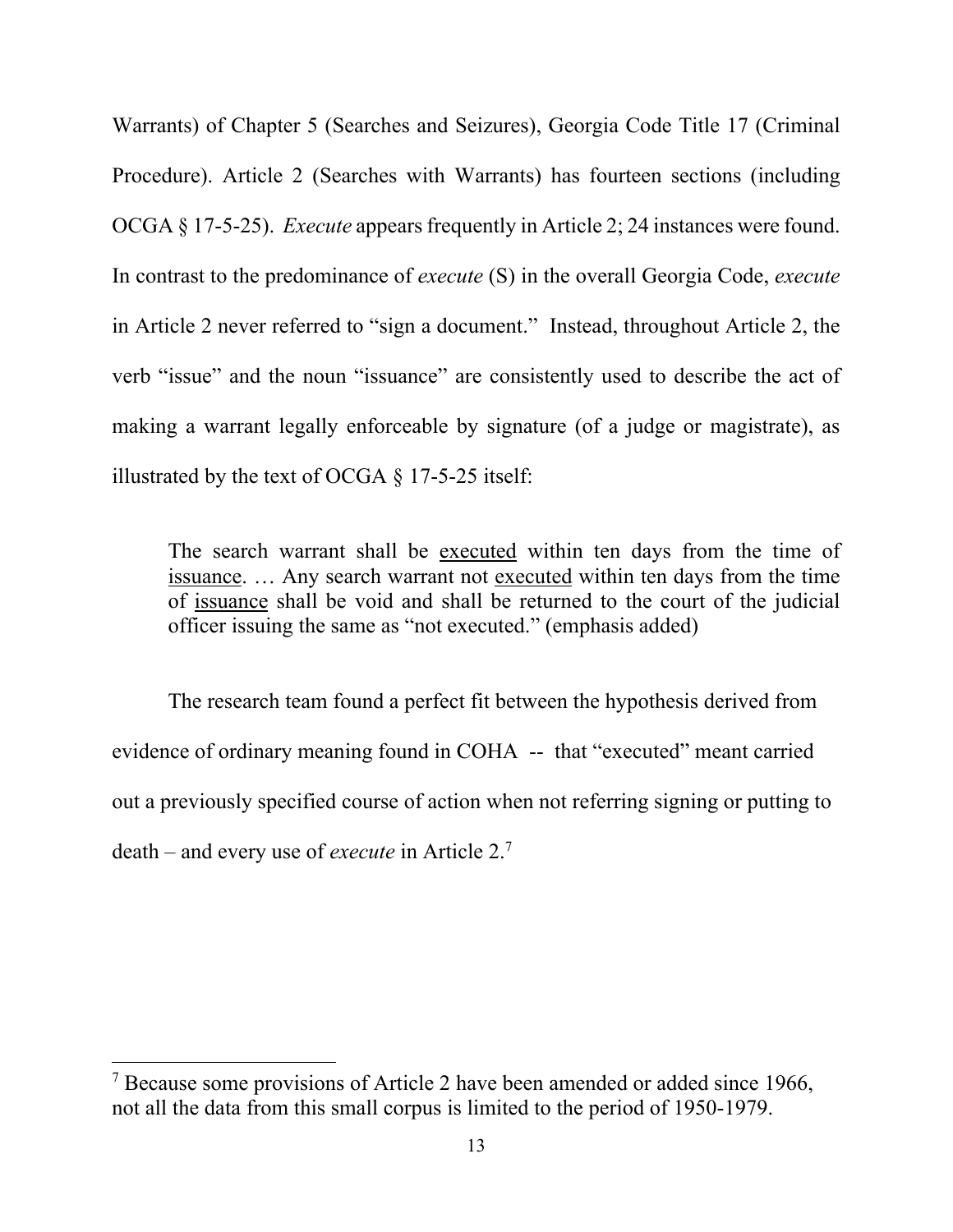Warrants) of Chapter 5 (Searches and Seizures), Georgia Code Title 17 (Criminal Procedure). Article 2 (Searches with Warrants) has fourteen sections (including OCGA § 17-5-25). *Execute* appears frequently in Article 2; 24 instances were found. In contrast to the predominance of *execute* (S) in the overall Georgia Code, *execute* in Article 2 never referred to "sign a document." Instead, throughout Article 2, the verb "issue" and the noun "issuance" are consistently used to describe the act of making a warrant legally enforceable by signature (of a judge or magistrate), as illustrated by the text of OCGA § 17-5-25 itself:

> The search warrant shall be <u>executed</u> within ten days from the time of <u>issuance</u>. … Any search warrant not <u>executed</u> within ten days from the time of <u>issuance</u> shall be void and shall be returned to the court of the judicial officer issuing the same as "not executed." (emphasis added)

The research team found a perfect fit between the hypothesis derived from evidence of ordinary meaning found in COHA -- that "executed" meant carried out a previously specified course of action when not referring signing or putting to death – and every use of *execute* in Article 2.[7]

---

[7] Because some provisions of Article 2 have been amended or added since 1966, not all the data from this small corpus is limited to the period of 1950-1979.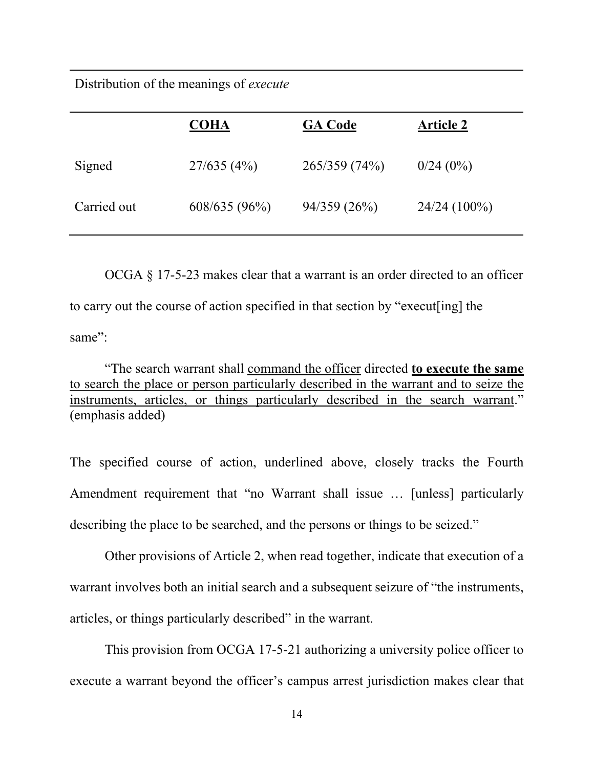Distribution of the meanings of *execute*

| | **COHA** | **GA Code** | **Article 2** |
|---|---|---|---|
| Signed | 27/635 (4%) | 265/359 (74%) | 0/24 (0%) |
| Carried out | 608/635 (96%) | 94/359 (26%) | 24/24 (100%) |

OCGA § 17-5-23 makes clear that a warrant is an order directed to an officer to carry out the course of action specified in that section by "execut[ing] the same":

> "The search warrant shall <u>command the officer</u> directed **<u>to execute the same</u>** <u>to search the place or person particularly described in the warrant and to seize the instruments, articles, or things particularly described in the search warrant</u>." (emphasis added)

The specified course of action, underlined above, closely tracks the Fourth Amendment requirement that "no Warrant shall issue … [unless] particularly describing the place to be searched, and the persons or things to be seized."

Other provisions of Article 2, when read together, indicate that execution of a warrant involves both an initial search and a subsequent seizure of "the instruments, articles, or things particularly described" in the warrant.

This provision from OCGA 17-5-21 authorizing a university police officer to execute a warrant beyond the officer's campus arrest jurisdiction makes clear that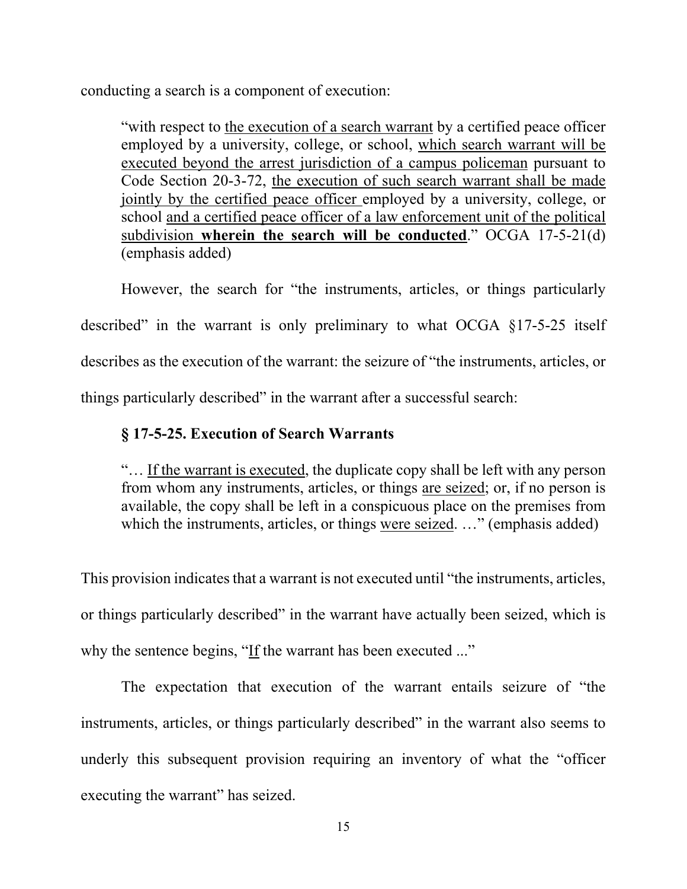conducting a search is a component of execution:

> "with respect to the execution of a search warrant by a certified peace officer employed by a university, college, or school, which search warrant will be executed beyond the arrest jurisdiction of a campus policeman pursuant to Code Section 20-3-72, the execution of such search warrant shall be made jointly by the certified peace officer employed by a university, college, or school and a certified peace officer of a law enforcement unit of the political subdivision **wherein the search will be conducted**." OCGA 17-5-21(d) (emphasis added)

However, the search for "the instruments, articles, or things particularly described" in the warrant is only preliminary to what OCGA §17-5-25 itself describes as the execution of the warrant: the seizure of "the instruments, articles, or things particularly described" in the warrant after a successful search:

> **§ 17-5-25. Execution of Search Warrants**
>
> "… If the warrant is executed, the duplicate copy shall be left with any person from whom any instruments, articles, or things are seized; or, if no person is available, the copy shall be left in a conspicuous place on the premises from which the instruments, articles, or things were seized. …" (emphasis added)

This provision indicates that a warrant is not executed until "the instruments, articles, or things particularly described" in the warrant have actually been seized, which is why the sentence begins, "If the warrant has been executed ..."

The expectation that execution of the warrant entails seizure of "the instruments, articles, or things particularly described" in the warrant also seems to underly this subsequent provision requiring an inventory of what the "officer executing the warrant" has seized.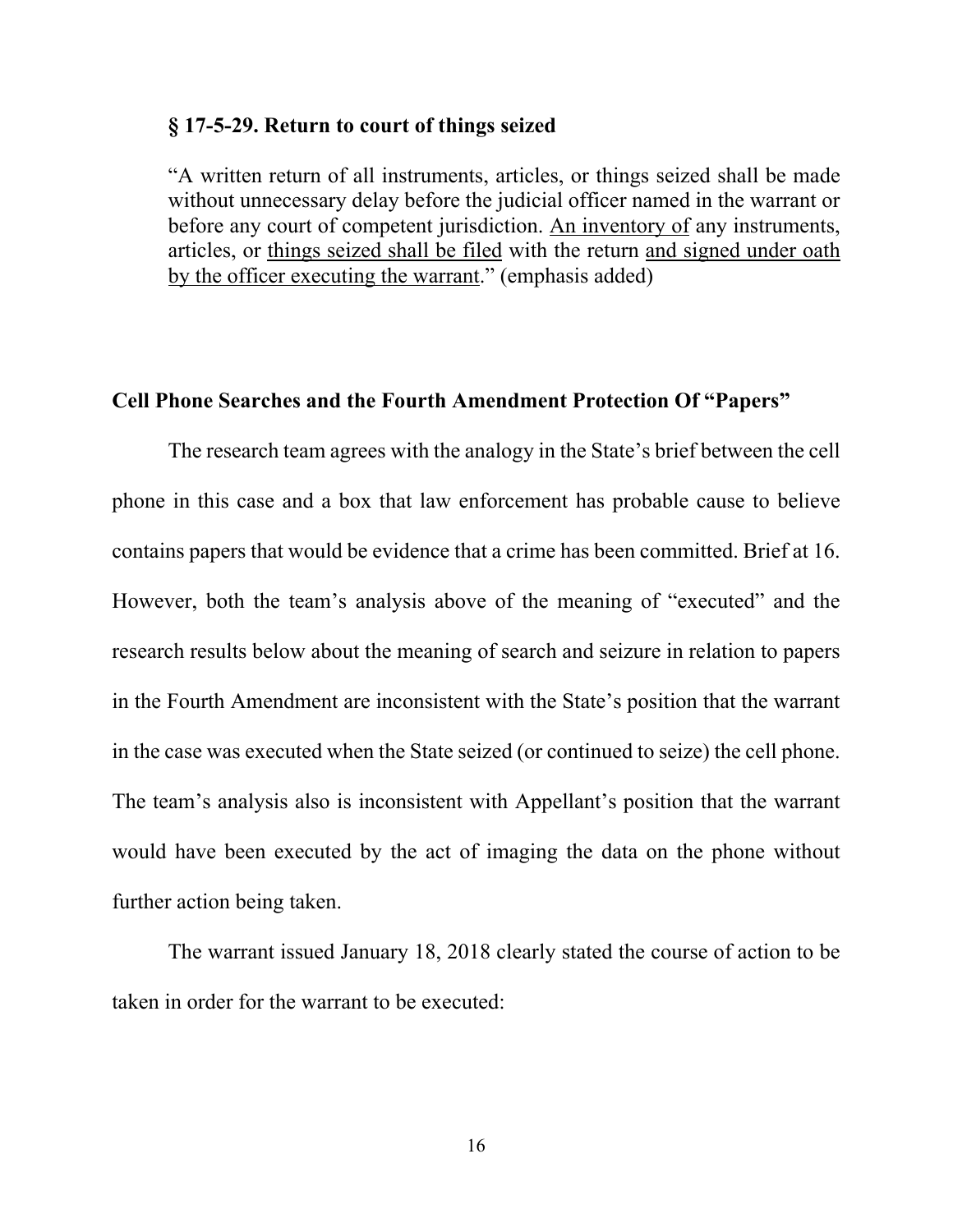### § 17-5-29. Return to court of things seized

> "A written return of all instruments, articles, or things seized shall be made without unnecessary delay before the judicial officer named in the warrant or before any court of competent jurisdiction. <u>An inventory of</u> any instruments, articles, or <u>things seized shall be filed</u> with the return <u>and signed under oath by the officer executing the warrant</u>." (emphasis added)

## Cell Phone Searches and the Fourth Amendment Protection Of "Papers"

The research team agrees with the analogy in the State's brief between the cell phone in this case and a box that law enforcement has probable cause to believe contains papers that would be evidence that a crime has been committed. Brief at 16. However, both the team's analysis above of the meaning of "executed" and the research results below about the meaning of search and seizure in relation to papers in the Fourth Amendment are inconsistent with the State's position that the warrant in the case was executed when the State seized (or continued to seize) the cell phone. The team's analysis also is inconsistent with Appellant's position that the warrant would have been executed by the act of imaging the data on the phone without further action being taken.

The warrant issued January 18, 2018 clearly stated the course of action to be taken in order for the warrant to be executed: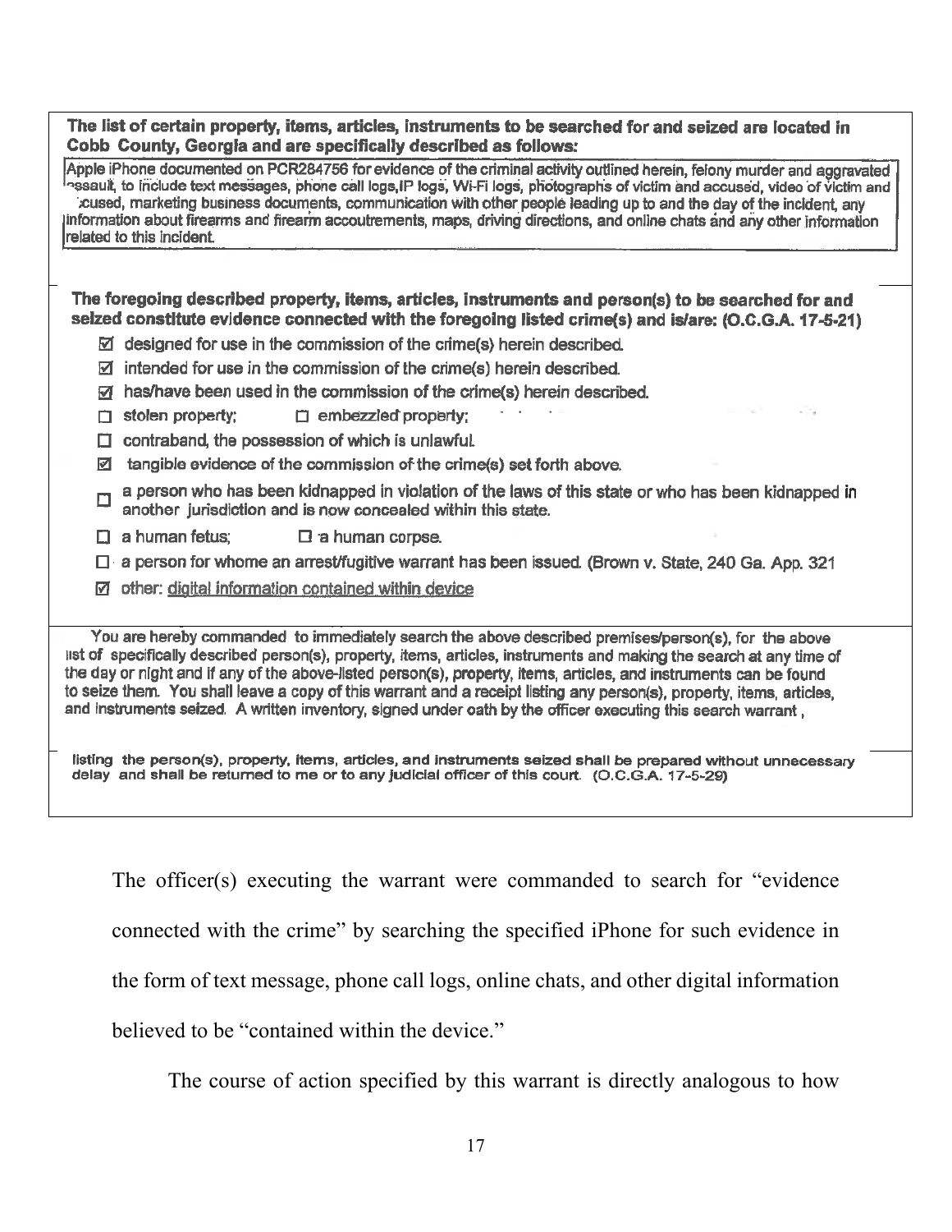**The list of certain property, items, articles, instruments to be searched for and seized are located in Cobb County, Georgia and are specifically described as follows:**

Apple iPhone documented on PCR284756 for evidence of the criminal activity outlined herein, felony murder and aggravated assault, to include text messages, phone call logs, IP logs, Wi-Fi logs, photographs of victim and accused, video of victim and accused, marketing business documents, communication with other people leading up to and the day of the incident, any information about firearms and firearm accoutrements, maps, driving directions, and online chats and any other information related to this incident.

**The foregoing described property, items, articles, instruments and person(s) to be searched for and seized constitute evidence connected with the foregoing listed crime(s) and is/are: (O.C.G.A. 17-5-21)**

- ☑ designed for use in the commission of the crime(s) herein described.
- ☑ intended for use in the commission of the crime(s) herein described.
- ☑ has/have been used in the commission of the crime(s) herein described.
- ☐ stolen property; ☐ embezzled property;
- ☐ contraband, the possession of which is unlawful.
- ☑ tangible evidence of the commission of the crime(s) set forth above.
- ☐ a person who has been kidnapped in violation of the laws of this state or who has been kidnapped in another jurisdiction and is now concealed within this state.
- ☐ a human fetus; ☐ a human corpse.
- ☐ a person for whome an arrest/fugitive warrant has been issued. (Brown v. State, 240 Ga. App. 321
- ☑ other: digital information contained within device

You are hereby commanded to immediately search the above described premises/person(s), for the above list of specifically described person(s), property, items, articles, instruments and making the search at any time of the day or night and if any of the above-listed person(s), property, items, articles, and instruments can be found to seize them. You shall leave a copy of this warrant and a receipt listing any person(s), property, items, articles, and instruments seized. A written inventory, signed under oath by the officer executing this search warrant,

listing the person(s), property, items, articles, and instruments seized shall be prepared without unnecessary delay and shall be returned to me or to any judicial officer of this court. (O.C.G.A. 17-5-29)

The officer(s) executing the warrant were commanded to search for "evidence connected with the crime" by searching the specified iPhone for such evidence in the form of text message, phone call logs, online chats, and other digital information believed to be "contained within the device."

The course of action specified by this warrant is directly analogous to how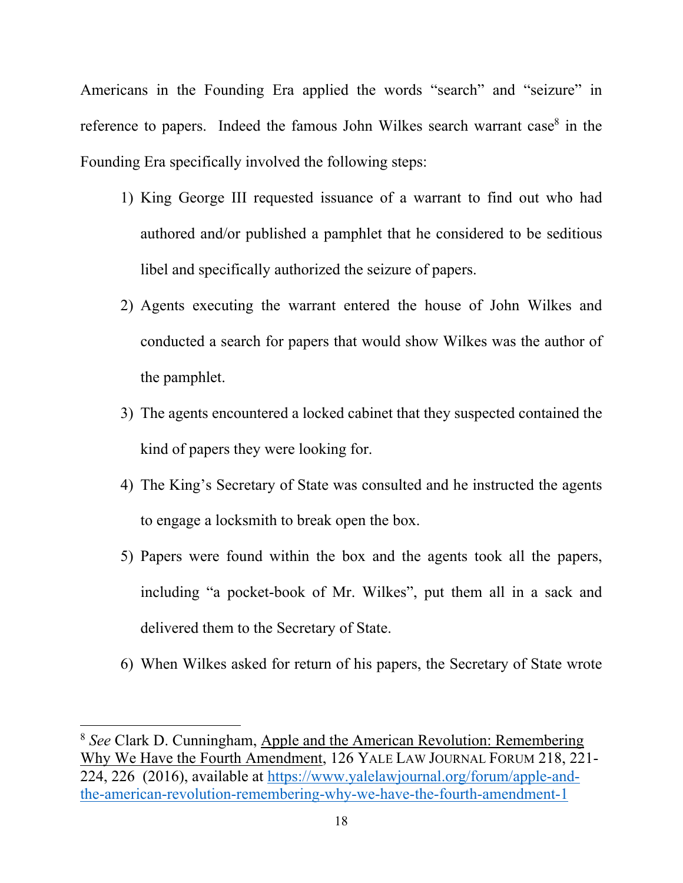Americans in the Founding Era applied the words "search" and "seizure" in reference to papers. Indeed the famous John Wilkes search warrant case[8] in the Founding Era specifically involved the following steps:

1) King George III requested issuance of a warrant to find out who had authored and/or published a pamphlet that he considered to be seditious libel and specifically authorized the seizure of papers.

2) Agents executing the warrant entered the house of John Wilkes and conducted a search for papers that would show Wilkes was the author of the pamphlet.

3) The agents encountered a locked cabinet that they suspected contained the kind of papers they were looking for.

4) The King's Secretary of State was consulted and he instructed the agents to engage a locksmith to break open the box.

5) Papers were found within the box and the agents took all the papers, including "a pocket-book of Mr. Wilkes", put them all in a sack and delivered them to the Secretary of State.

6) When Wilkes asked for return of his papers, the Secretary of State wrote

---

[8] *See* Clark D. Cunningham, Apple and the American Revolution: Remembering Why We Have the Fourth Amendment, 126 YALE LAW JOURNAL FORUM 218, 221-224, 226 (2016), available at https://www.yalelawjournal.org/forum/apple-and-the-american-revolution-remembering-why-we-have-the-fourth-amendment-1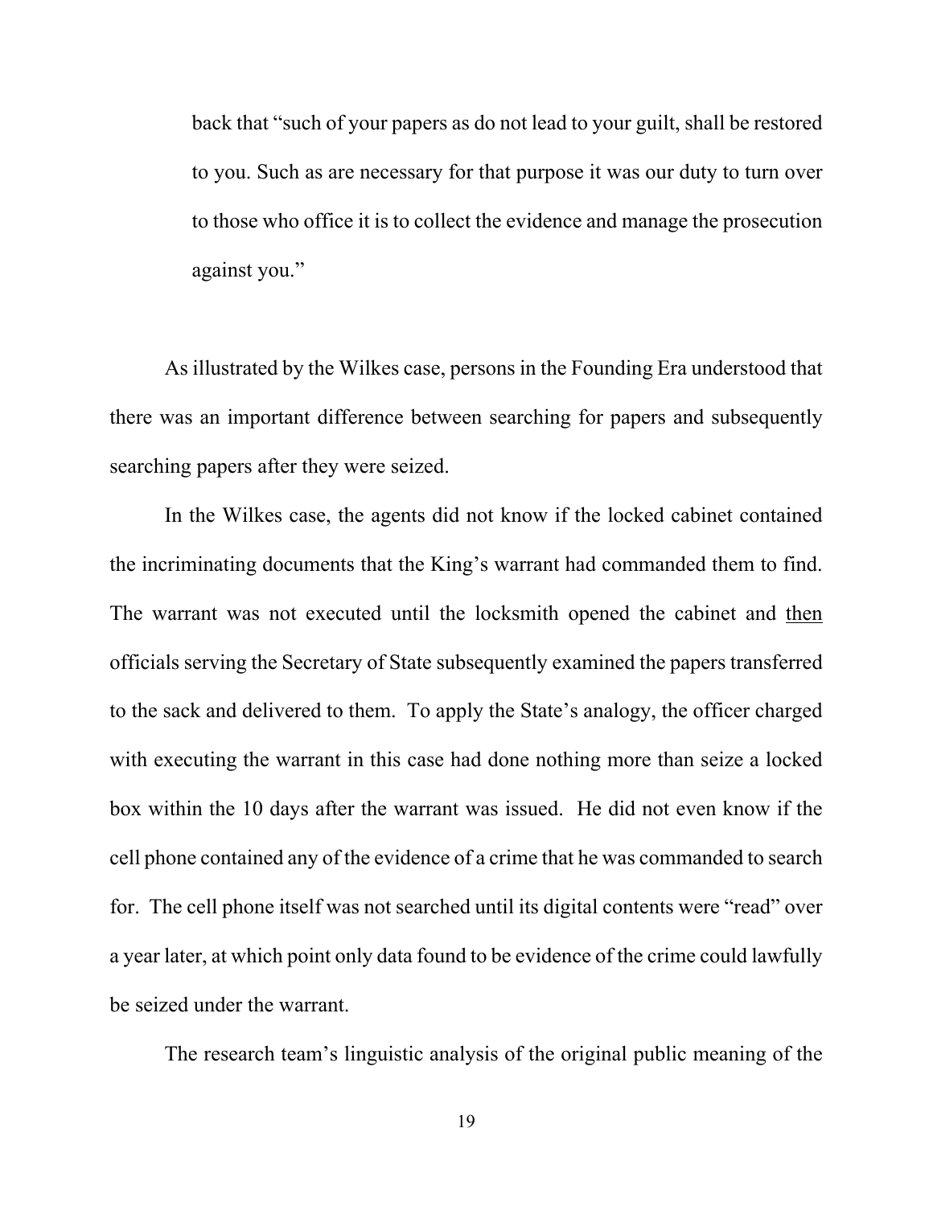back that "such of your papers as do not lead to your guilt, shall be restored to you. Such as are necessary for that purpose it was our duty to turn over to those who office it is to collect the evidence and manage the prosecution against you."

As illustrated by the Wilkes case, persons in the Founding Era understood that there was an important difference between searching for papers and subsequently searching papers after they were seized.

In the Wilkes case, the agents did not know if the locked cabinet contained the incriminating documents that the King's warrant had commanded them to find. The warrant was not executed until the locksmith opened the cabinet and <u>then</u> officials serving the Secretary of State subsequently examined the papers transferred to the sack and delivered to them. To apply the State's analogy, the officer charged with executing the warrant in this case had done nothing more than seize a locked box within the 10 days after the warrant was issued. He did not even know if the cell phone contained any of the evidence of a crime that he was commanded to search for. The cell phone itself was not searched until its digital contents were "read" over a year later, at which point only data found to be evidence of the crime could lawfully be seized under the warrant.

The research team's linguistic analysis of the original public meaning of the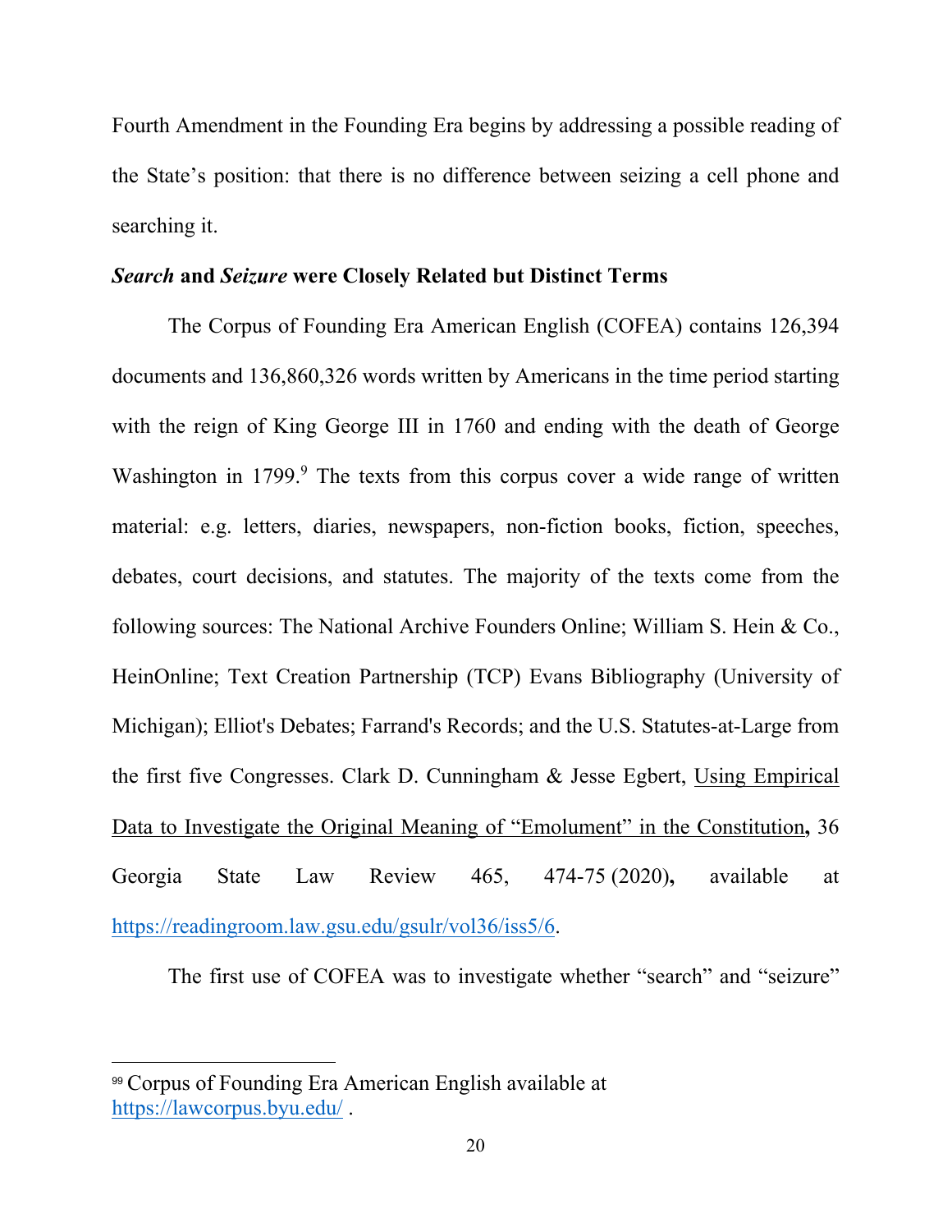Fourth Amendment in the Founding Era begins by addressing a possible reading of the State's position: that there is no difference between seizing a cell phone and searching it.

***Search* and *Seizure* were Closely Related but Distinct Terms**

The Corpus of Founding Era American English (COFEA) contains 126,394 documents and 136,860,326 words written by Americans in the time period starting with the reign of King George III in 1760 and ending with the death of George Washington in 1799.[9] The texts from this corpus cover a wide range of written material: e.g. letters, diaries, newspapers, non-fiction books, fiction, speeches, debates, court decisions, and statutes. The majority of the texts come from the following sources: The National Archive Founders Online; William S. Hein & Co., HeinOnline; Text Creation Partnership (TCP) Evans Bibliography (University of Michigan); Elliot's Debates; Farrand's Records; and the U.S. Statutes-at-Large from the first five Congresses. Clark D. Cunningham & Jesse Egbert, Using Empirical Data to Investigate the Original Meaning of "Emolument" in the Constitution**,** 36 Georgia State Law Review 465, 474-75 (2020)**,** available at https://readingroom.law.gsu.edu/gsulr/vol36/iss5/6.

The first use of COFEA was to investigate whether "search" and "seizure"

---

[99] Corpus of Founding Era American English available at https://lawcorpus.byu.edu/ .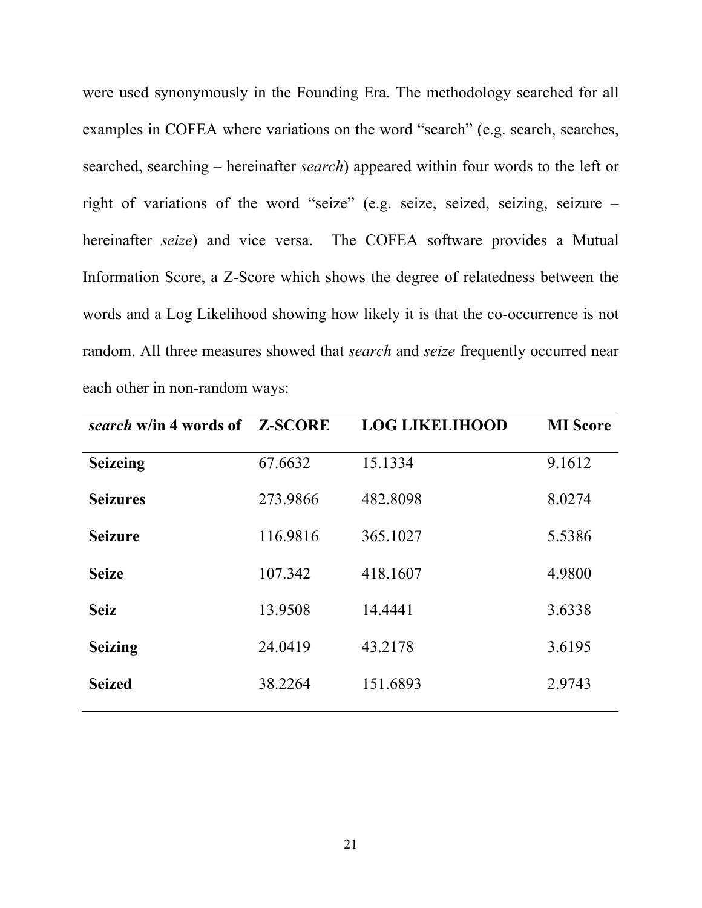were used synonymously in the Founding Era. The methodology searched for all examples in COFEA where variations on the word "search" (e.g. search, searches, searched, searching – hereinafter *search*) appeared within four words to the left or right of variations of the word "seize" (e.g. seize, seized, seizing, seizure – hereinafter *seize*) and vice versa. The COFEA software provides a Mutual Information Score, a Z-Score which shows the degree of relatedness between the words and a Log Likelihood showing how likely it is that the co-occurrence is not random. All three measures showed that *search* and *seize* frequently occurred near each other in non-random ways:

| ***search* w/in 4 words of** | **Z-SCORE** | **LOG LIKELIHOOD** | **MI Score** |
|---|---|---|---|
| **Seizeing** | 67.6632 | 15.1334 | 9.1612 |
| **Seizures** | 273.9866 | 482.8098 | 8.0274 |
| **Seizure** | 116.9816 | 365.1027 | 5.5386 |
| **Seize** | 107.342 | 418.1607 | 4.9800 |
| **Seiz** | 13.9508 | 14.4441 | 3.6338 |
| **Seizing** | 24.0419 | 43.2178 | 3.6195 |
| **Seized** | 38.2264 | 151.6893 | 2.9743 |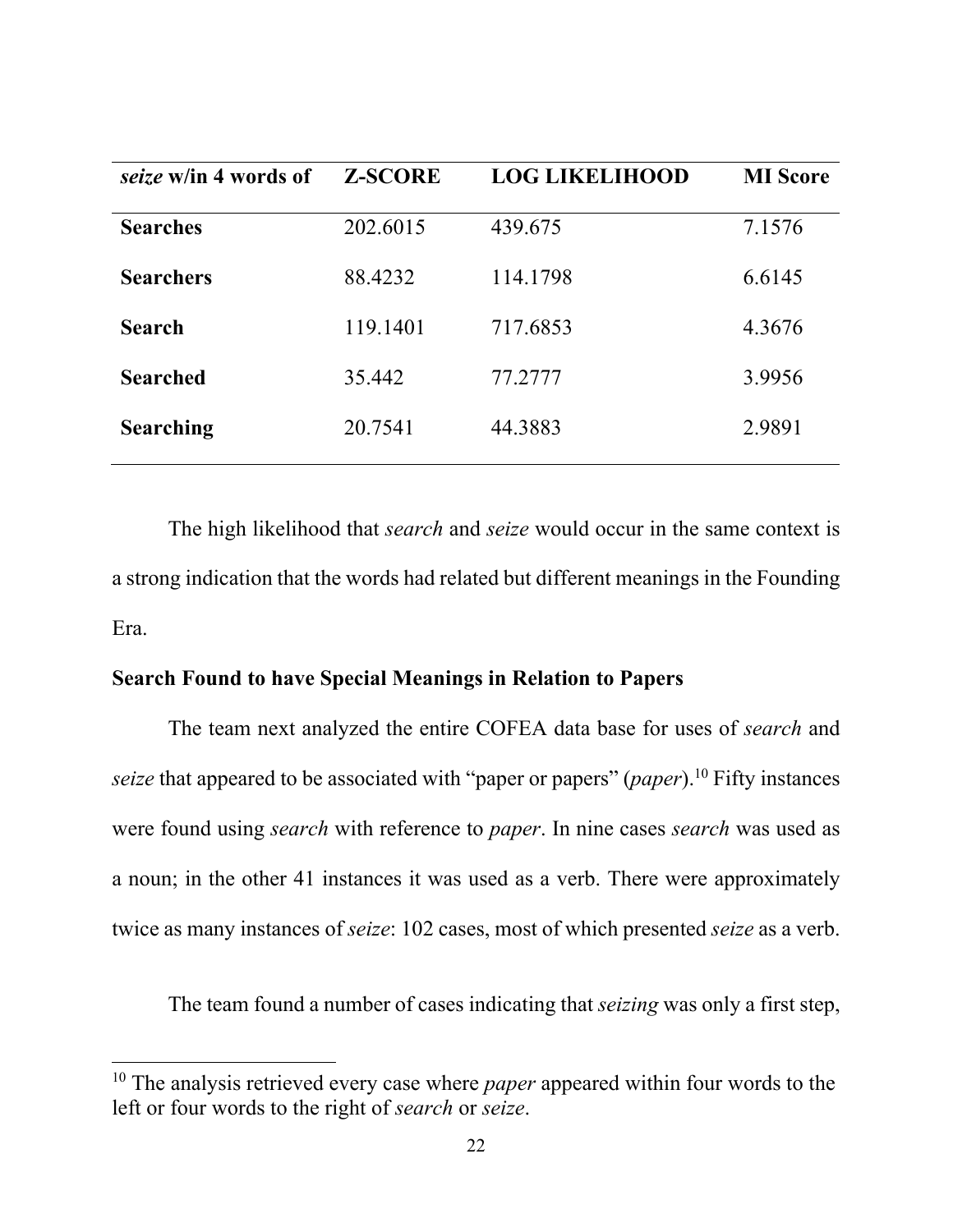| *seize* w/in 4 words of | Z-SCORE | LOG LIKELIHOOD | MI Score |
|---|---|---|---|
| **Searches** | 202.6015 | 439.675 | 7.1576 |
| **Searchers** | 88.4232 | 114.1798 | 6.6145 |
| **Search** | 119.1401 | 717.6853 | 4.3676 |
| **Searched** | 35.442 | 77.2777 | 3.9956 |
| **Searching** | 20.7541 | 44.3883 | 2.9891 |

The high likelihood that *search* and *seize* would occur in the same context is a strong indication that the words had related but different meanings in the Founding Era.

**Search Found to have Special Meanings in Relation to Papers**

The team next analyzed the entire COFEA data base for uses of *search* and *seize* that appeared to be associated with "paper or papers" (*paper*).[10] Fifty instances were found using *search* with reference to *paper*. In nine cases *search* was used as a noun; in the other 41 instances it was used as a verb. There were approximately twice as many instances of *seize*: 102 cases, most of which presented *seize* as a verb.

The team found a number of cases indicating that *seizing* was only a first step,

[10] The analysis retrieved every case where *paper* appeared within four words to the left or four words to the right of *search* or *seize*.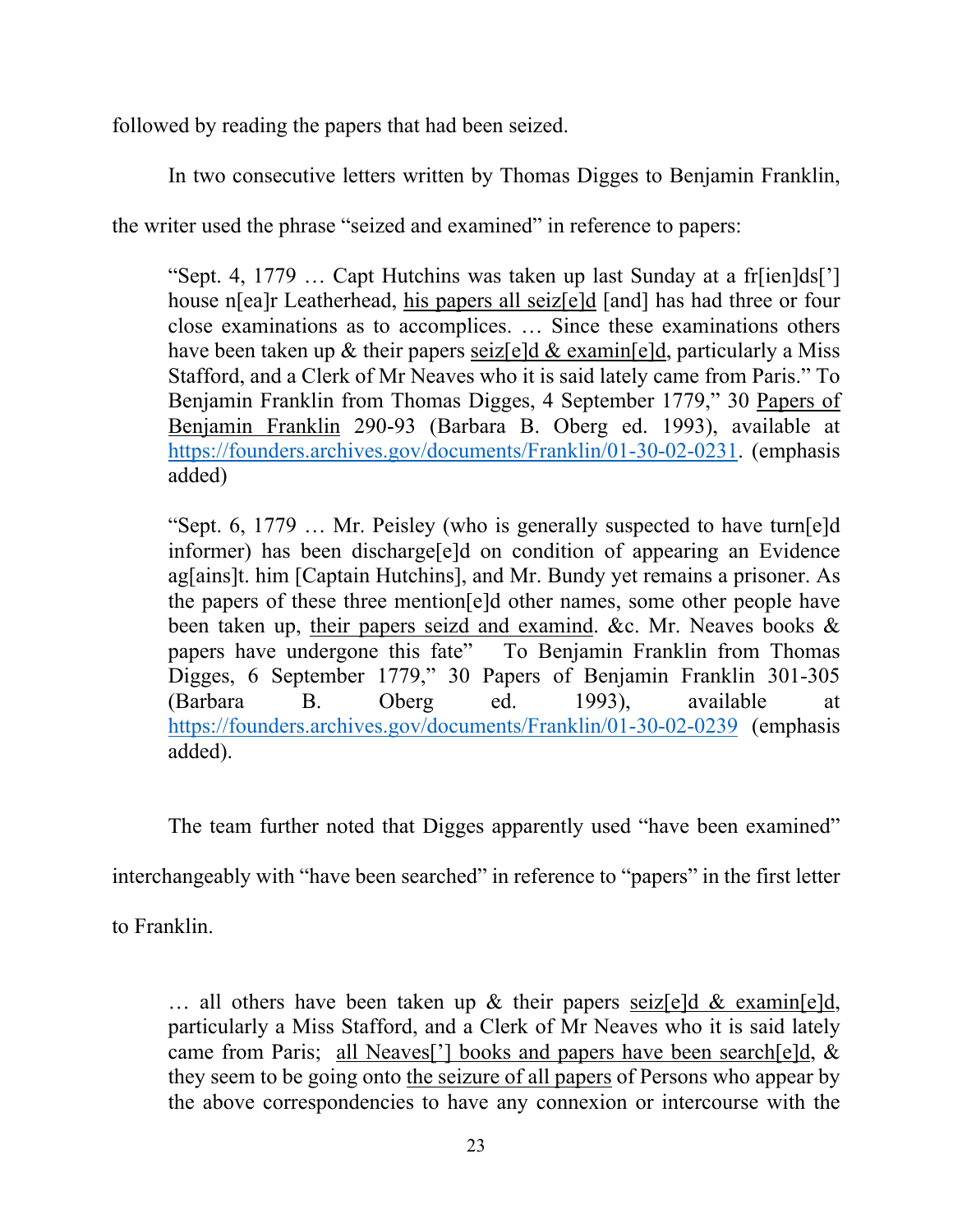followed by reading the papers that had been seized.

In two consecutive letters written by Thomas Digges to Benjamin Franklin, the writer used the phrase "seized and examined" in reference to papers:

> "Sept. 4, 1779 … Capt Hutchins was taken up last Sunday at a fr[ien]ds['] house n[ea]r Leatherhead, <u>his papers all seiz[e]d</u> [and] has had three or four close examinations as to accomplices. … Since these examinations others have been taken up & their papers <u>seiz[e]d & examin[e]d</u>, particularly a Miss Stafford, and a Clerk of Mr Neaves who it is said lately came from Paris." To Benjamin Franklin from Thomas Digges, 4 September 1779," 30 <u>Papers of Benjamin Franklin</u> 290-93 (Barbara B. Oberg ed. 1993), available at [https://founders.archives.gov/documents/Franklin/01-30-02-0231](https://founders.archives.gov/documents/Franklin/01-30-02-0231). (emphasis added)

> "Sept. 6, 1779 … Mr. Peisley (who is generally suspected to have turn[e]d informer) has been discharge[e]d on condition of appearing an Evidence ag[ains]t. him [Captain Hutchins], and Mr. Bundy yet remains a prisoner. As the papers of these three mention[e]d other names, some other people have been taken up, <u>their papers seizd and examind</u>. &c. Mr. Neaves books & papers have undergone this fate" To Benjamin Franklin from Thomas Digges, 6 September 1779," 30 Papers of Benjamin Franklin 301-305 (Barbara B. Oberg ed. 1993), available at [https://founders.archives.gov/documents/Franklin/01-30-02-0239](https://founders.archives.gov/documents/Franklin/01-30-02-0239) (emphasis added).

The team further noted that Digges apparently used "have been examined" interchangeably with "have been searched" in reference to "papers" in the first letter to Franklin.

> … all others have been taken up & their papers <u>seiz[e]d & examin[e]d</u>, particularly a Miss Stafford, and a Clerk of Mr Neaves who it is said lately came from Paris; <u>all Neaves['] books and papers have been search[e]d</u>, & they seem to be going onto <u>the seizure of all papers</u> of Persons who appear by the above correspondencies to have any connexion or intercourse with the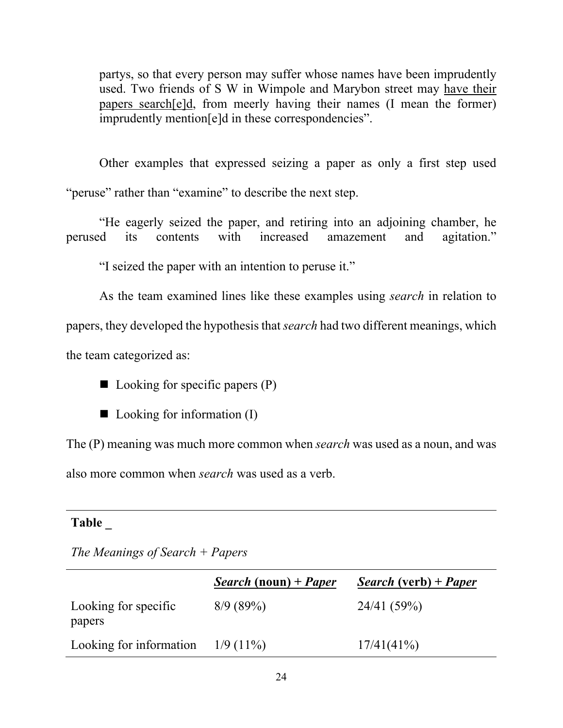> partys, so that every person may suffer whose names have been imprudently used. Two friends of S W in Wimpole and Marybon street may <u>have their papers search[e]d</u>, from meerly having their names (I mean the former) imprudently mention[e]d in these correspondencies".

Other examples that expressed seizing a paper as only a first step used "peruse" rather than "examine" to describe the next step.

> "He eagerly seized the paper, and retiring into an adjoining chamber, he perused its contents with increased amazement and agitation."
>
> "I seized the paper with an intention to peruse it."

As the team examined lines like these examples using *search* in relation to papers, they developed the hypothesis that *search* had two different meanings, which the team categorized as:

- Looking for specific papers (P)
- Looking for information (I)

The (P) meaning was much more common when *search* was used as a noun, and was also more common when *search* was used as a verb.

**Table _**

*The Meanings of Search + Papers*

| | ***Search* (noun) + *Paper*** | ***Search* (verb) + *Paper*** |
|---|---|---|
| Looking for specific papers | 8/9 (89%) | 24/41 (59%) |
| Looking for information | 1/9 (11%) | 17/41(41%) |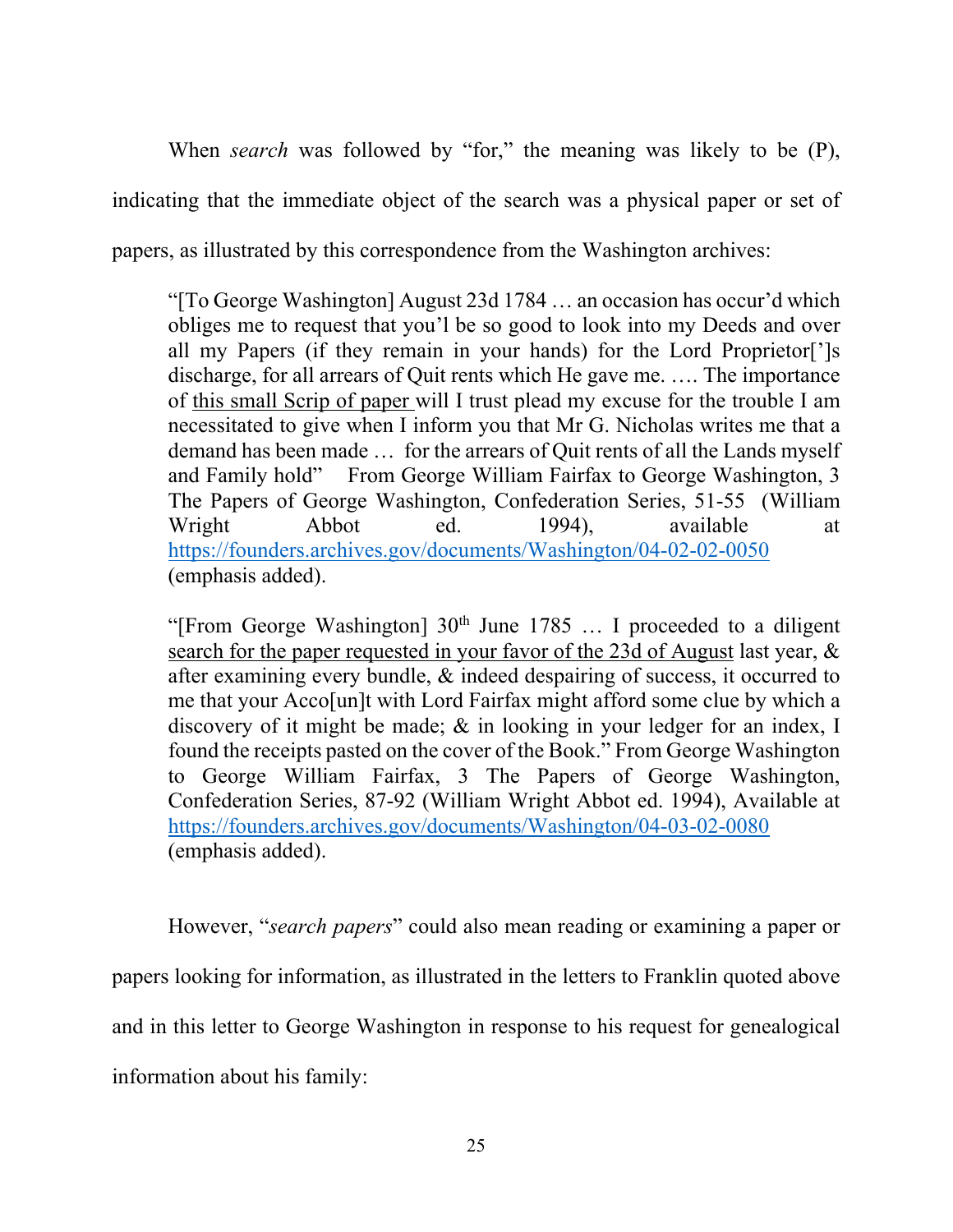When *search* was followed by "for," the meaning was likely to be (P), indicating that the immediate object of the search was a physical paper or set of papers, as illustrated by this correspondence from the Washington archives:

> "[To George Washington] August 23d 1784 … an occasion has occur'd which obliges me to request that you'l be so good to look into my Deeds and over all my Papers (if they remain in your hands) for the Lord Proprietor[']s discharge, for all arrears of Quit rents which He gave me. …. The importance of <u>this small Scrip of paper</u> will I trust plead my excuse for the trouble I am necessitated to give when I inform you that Mr G. Nicholas writes me that a demand has been made … for the arrears of Quit rents of all the Lands myself and Family hold" From George William Fairfax to George Washington, 3 The Papers of George Washington, Confederation Series, 51-55 (William Wright Abbot ed. 1994), available at https://founders.archives.gov/documents/Washington/04-02-02-0050 (emphasis added).

> "[From George Washington] 30th June 1785 … I proceeded to a diligent <u>search for the paper requested in your favor of the 23d of August</u> last year, & after examining every bundle, & indeed despairing of success, it occurred to me that your Acco[un]t with Lord Fairfax might afford some clue by which a discovery of it might be made; & in looking in your ledger for an index, I found the receipts pasted on the cover of the Book." From George Washington to George William Fairfax, 3 The Papers of George Washington, Confederation Series, 87-92 (William Wright Abbot ed. 1994), Available at https://founders.archives.gov/documents/Washington/04-03-02-0080 (emphasis added).

However, "*search papers*" could also mean reading or examining a paper or papers looking for information, as illustrated in the letters to Franklin quoted above and in this letter to George Washington in response to his request for genealogical information about his family: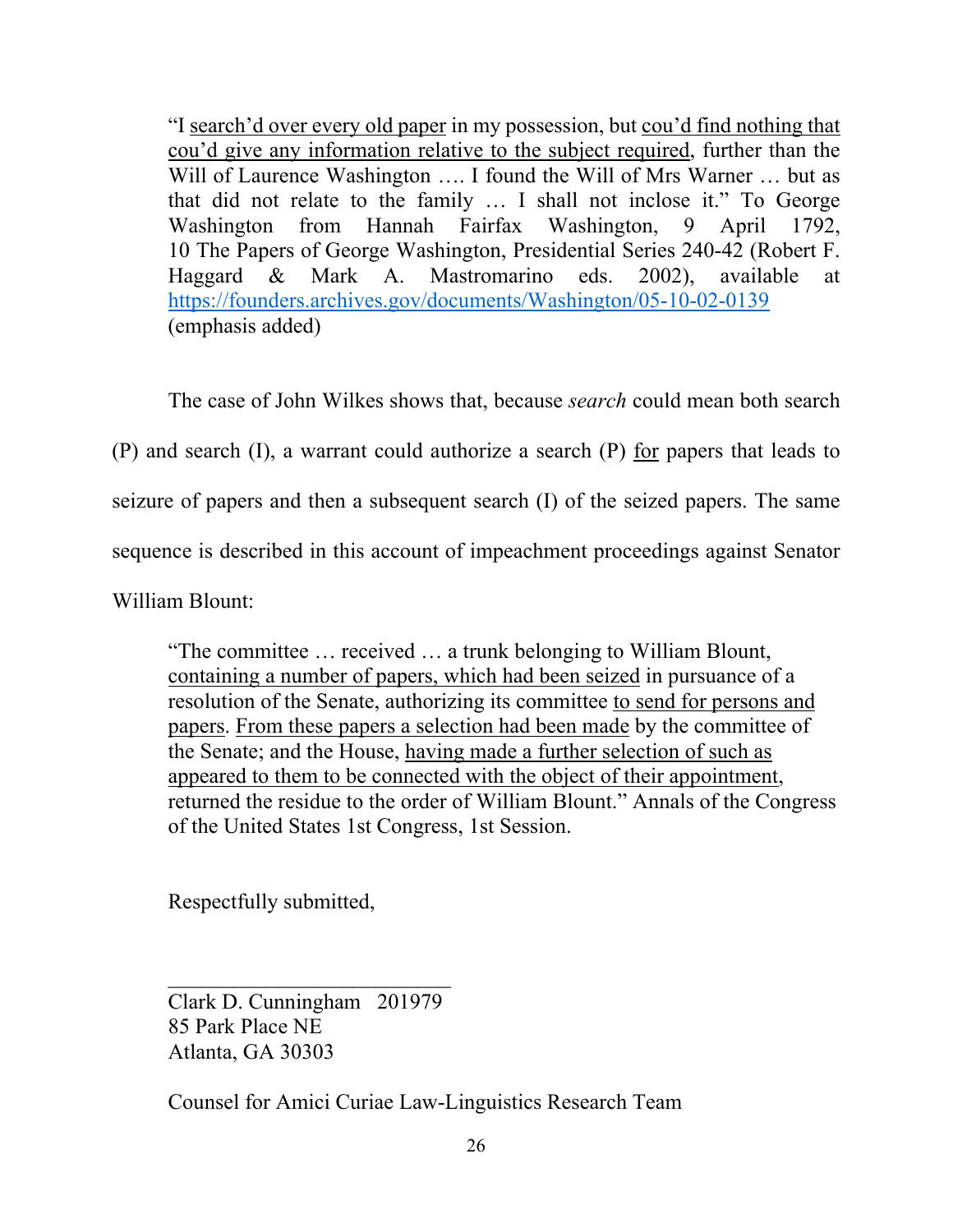> "I search'd over every old paper in my possession, but cou'd find nothing that cou'd give any information relative to the subject required, further than the Will of Laurence Washington …. I found the Will of Mrs Warner … but as that did not relate to the family … I shall not inclose it." To George Washington from Hannah Fairfax Washington, 9 April 1792, 10 The Papers of George Washington, Presidential Series 240-42 (Robert F. Haggard & Mark A. Mastromarino eds. 2002), available at https://founders.archives.gov/documents/Washington/05-10-02-0139 (emphasis added)

The case of John Wilkes shows that, because *search* could mean both search (P) and search (I), a warrant could authorize a search (P) for papers that leads to seizure of papers and then a subsequent search (I) of the seized papers. The same sequence is described in this account of impeachment proceedings against Senator William Blount:

> "The committee … received … a trunk belonging to William Blount, containing a number of papers, which had been seized in pursuance of a resolution of the Senate, authorizing its committee to send for persons and papers. From these papers a selection had been made by the committee of the Senate; and the House, having made a further selection of such as appeared to them to be connected with the object of their appointment, returned the residue to the order of William Blount." Annals of the Congress of the United States 1st Congress, 1st Session.

Respectfully submitted,

\_\_\_\_\_\_\_\_\_\_\_\_\_\_\_\_\_\_\_\_\_\_\_\_\_\_

Clark D. Cunningham 201979
85 Park Place NE
Atlanta, GA 30303

Counsel for Amici Curiae Law-Linguistics Research Team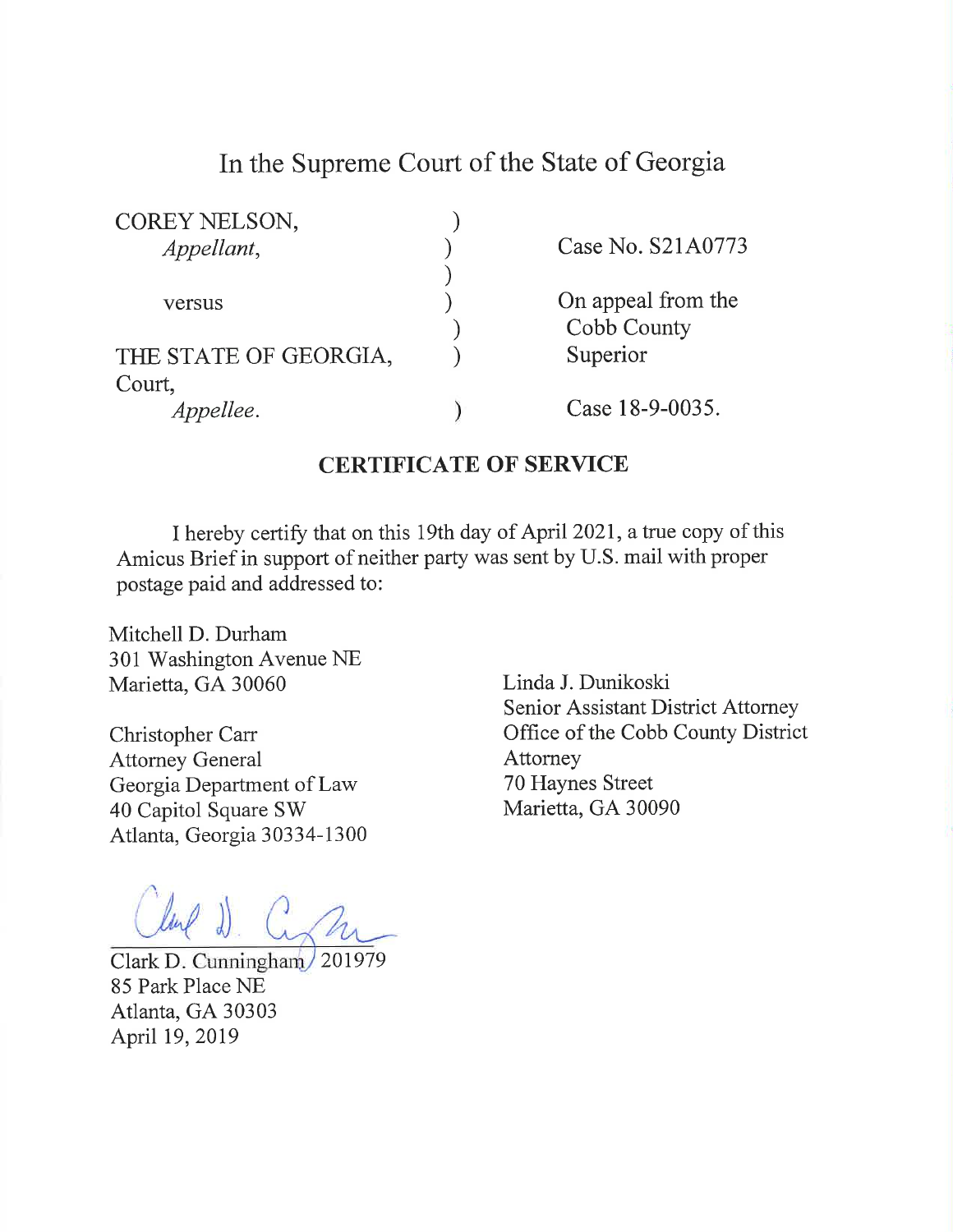# In the Supreme Court of the State of Georgia

| | | |
|---|---|---|
| COREY NELSON,<br>*Appellant*, | ) ) | Case No. S21A0773 |
| versus | ) ) ) | On appeal from the Cobb County Superior |
| THE STATE OF GEORGIA, Court,<br>*Appellee*. | ) ) | Case 18-9-0035. |

## CERTIFICATE OF SERVICE

I hereby certify that on this 19th day of April 2021, a true copy of this Amicus Brief in support of neither party was sent by U.S. mail with proper postage paid and addressed to:

Mitchell D. Durham
301 Washington Avenue NE
Marietta, GA 30060

Christopher Carr
Attorney General
Georgia Department of Law
40 Capitol Square SW
Atlanta, Georgia 30334-1300

Linda J. Dunikoski
Senior Assistant District Attorney
Office of the Cobb County District Attorney
70 Haynes Street
Marietta, GA 30090

Clark D. Cunningham 201979
85 Park Place NE
Atlanta, GA 30303
April 19, 2019